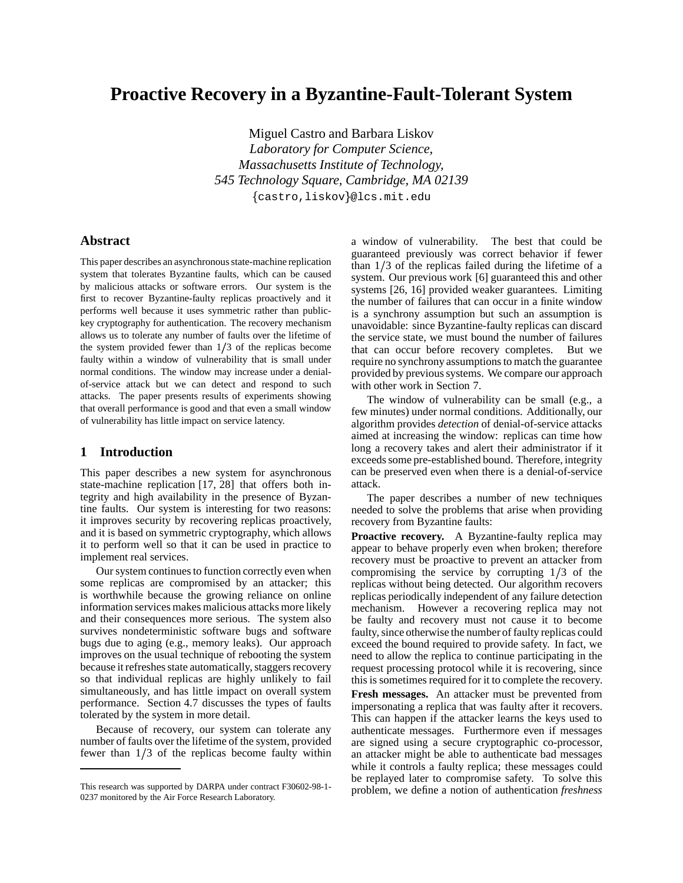# Proactive Recovery in a Byzantine-Fault-Tolerant System

Miguel Castro and Barbara Liskov
*Laboratory for Computer Science,*
*Massachusetts Institute of Technology,*
*545 Technology Square, Cambridge, MA 02139*
{castro,liskov}@lcs.mit.edu

## Abstract

This paper describes an asynchronous state-machine replication system that tolerates Byzantine faults, which can be caused by malicious attacks or software errors. Our system is the first to recover Byzantine-faulty replicas proactively and it performs well because it uses symmetric rather than public-key cryptography for authentication. The recovery mechanism allows us to tolerate any number of faults over the lifetime of the system provided fewer than $1/3$ of the replicas become faulty within a window of vulnerability that is small under normal conditions. The window may increase under a denial-of-service attack but we can detect and respond to such attacks. The paper presents results of experiments showing that overall performance is good and that even a small window of vulnerability has little impact on service latency.

## 1 Introduction

This paper describes a new system for asynchronous state-machine replication [17, 28] that offers both integrity and high availability in the presence of Byzantine faults. Our system is interesting for two reasons: it improves security by recovering replicas proactively, and it is based on symmetric cryptography, which allows it to perform well so that it can be used in practice to implement real services.

Our system continues to function correctly even when some replicas are compromised by an attacker; this is worthwhile because the growing reliance on online information services makes malicious attacks more likely and their consequences more serious. The system also survives nondeterministic software bugs and software bugs due to aging (e.g., memory leaks). Our approach improves on the usual technique of rebooting the system because it refreshes state automatically, staggers recovery so that individual replicas are highly unlikely to fail simultaneously, and has little impact on overall system performance. Section 4.7 discusses the types of faults tolerated by the system in more detail.

Because of recovery, our system can tolerate any number of faults over the lifetime of the system, provided fewer than $1/3$ of the replicas become faulty within a window of vulnerability. The best that could be guaranteed previously was correct behavior if fewer than $1/3$ of the replicas failed during the lifetime of a system. Our previous work [6] guaranteed this and other systems [26, 16] provided weaker guarantees. Limiting the number of failures that can occur in a finite window is a synchrony assumption but such an assumption is unavoidable: since Byzantine-faulty replicas can discard the service state, we must bound the number of failures that can occur before recovery completes. But we require no synchrony assumptions to match the guarantee provided by previous systems. We compare our approach with other work in Section 7.

The window of vulnerability can be small (e.g., a few minutes) under normal conditions. Additionally, our algorithm provides *detection* of denial-of-service attacks aimed at increasing the window: replicas can time how long a recovery takes and alert their administrator if it exceeds some pre-established bound. Therefore, integrity can be preserved even when there is a denial-of-service attack.

The paper describes a number of new techniques needed to solve the problems that arise when providing recovery from Byzantine faults:

**Proactive recovery.** A Byzantine-faulty replica may appear to behave properly even when broken; therefore recovery must be proactive to prevent an attacker from compromising the service by corrupting $1/3$ of the replicas without being detected. Our algorithm recovers replicas periodically independent of any failure detection mechanism. However a recovering replica may not be faulty and recovery must not cause it to become faulty, since otherwise the number of faulty replicas could exceed the bound required to provide safety. In fact, we need to allow the replica to continue participating in the request processing protocol while it is recovering, since this is sometimes required for it to complete the recovery.

**Fresh messages.** An attacker must be prevented from impersonating a replica that was faulty after it recovers. This can happen if the attacker learns the keys used to authenticate messages. Furthermore even if messages are signed using a secure cryptographic co-processor, an attacker might be able to authenticate bad messages while it controls a faulty replica; these messages could be replayed later to compromise safety. To solve this problem, we define a notion of authentication *freshness*

This research was supported by DARPA under contract F30602-98-1-0237 monitored by the Air Force Research Laboratory.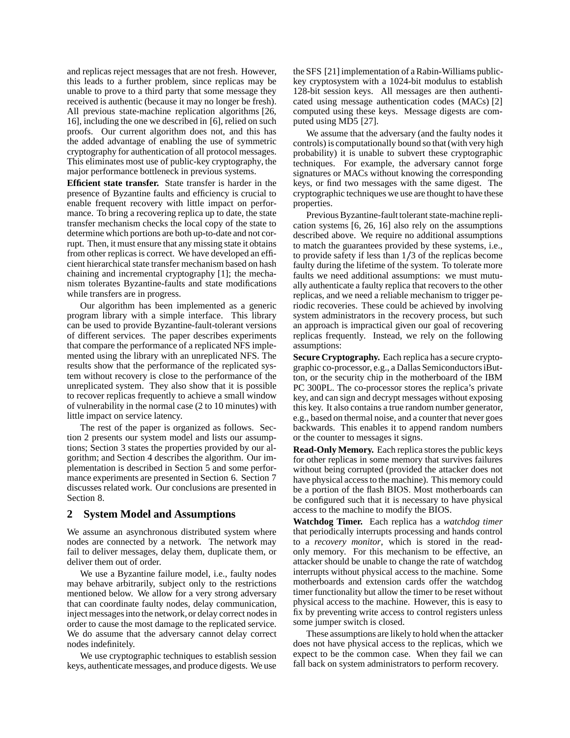and replicas reject messages that are not fresh. However, this leads to a further problem, since replicas may be unable to prove to a third party that some message they received is authentic (because it may no longer be fresh). All previous state-machine replication algorithms [26, 16], including the one we described in [6], relied on such proofs. Our current algorithm does not, and this has the added advantage of enabling the use of symmetric cryptography for authentication of all protocol messages. This eliminates most use of public-key cryptography, the major performance bottleneck in previous systems.

**Efficient state transfer.** State transfer is harder in the presence of Byzantine faults and efficiency is crucial to enable frequent recovery with little impact on performance. To bring a recovering replica up to date, the state transfer mechanism checks the local copy of the state to determine which portions are both up-to-date and not corrupt. Then, it must ensure that any missing state it obtains from other replicas is correct. We have developed an efficient hierarchical state transfer mechanism based on hash chaining and incremental cryptography [1]; the mechanism tolerates Byzantine-faults and state modifications while transfers are in progress.

Our algorithm has been implemented as a generic program library with a simple interface. This library can be used to provide Byzantine-fault-tolerant versions of different services. The paper describes experiments that compare the performance of a replicated NFS implemented using the library with an unreplicated NFS. The results show that the performance of the replicated system without recovery is close to the performance of the unreplicated system. They also show that it is possible to recover replicas frequently to achieve a small window of vulnerability in the normal case (2 to 10 minutes) with little impact on service latency.

The rest of the paper is organized as follows. Section 2 presents our system model and lists our assumptions; Section 3 states the properties provided by our algorithm; and Section 4 describes the algorithm. Our implementation is described in Section 5 and some performance experiments are presented in Section 6. Section 7 discusses related work. Our conclusions are presented in Section 8.

## 2 System Model and Assumptions

We assume an asynchronous distributed system where nodes are connected by a network. The network may fail to deliver messages, delay them, duplicate them, or deliver them out of order.

We use a Byzantine failure model, i.e., faulty nodes may behave arbitrarily, subject only to the restrictions mentioned below. We allow for a very strong adversary that can coordinate faulty nodes, delay communication, inject messages into the network, or delay correct nodes in order to cause the most damage to the replicated service. We do assume that the adversary cannot delay correct nodes indefinitely.

We use cryptographic techniques to establish session keys, authenticate messages, and produce digests. We use the SFS [21] implementation of a Rabin-Williams public-key cryptosystem with a 1024-bit modulus to establish 128-bit session keys. All messages are then authenticated using message authentication codes (MACs) [2] computed using these keys. Message digests are computed using MD5 [27].

We assume that the adversary (and the faulty nodes it controls) is computationally bound so that (with very high probability) it is unable to subvert these cryptographic techniques. For example, the adversary cannot forge signatures or MACs without knowing the corresponding keys, or find two messages with the same digest. The cryptographic techniques we use are thought to have these properties.

Previous Byzantine-fault tolerant state-machine replication systems [6, 26, 16] also rely on the assumptions described above. We require no additional assumptions to match the guarantees provided by these systems, i.e., to provide safety if less than $1/3$ of the replicas become faulty during the lifetime of the system. To tolerate more faults we need additional assumptions: we must mutually authenticate a faulty replica that recovers to the other replicas, and we need a reliable mechanism to trigger periodic recoveries. These could be achieved by involving system administrators in the recovery process, but such an approach is impractical given our goal of recovering replicas frequently. Instead, we rely on the following assumptions:

**Secure Cryptography.** Each replica has a secure cryptographic co-processor, e.g., a Dallas Semiconductors iButton, or the security chip in the motherboard of the IBM PC 300PL. The co-processor stores the replica's private key, and can sign and decrypt messages without exposing this key. It also contains a true random number generator, e.g., based on thermal noise, and a counter that never goes backwards. This enables it to append random numbers or the counter to messages it signs.

**Read-Only Memory.** Each replica stores the public keys for other replicas in some memory that survives failures without being corrupted (provided the attacker does not have physical access to the machine). This memory could be a portion of the flash BIOS. Most motherboards can be configured such that it is necessary to have physical access to the machine to modify the BIOS.

**Watchdog Timer.** Each replica has a *watchdog timer* that periodically interrupts processing and hands control to a *recovery monitor*, which is stored in the read-only memory. For this mechanism to be effective, an attacker should be unable to change the rate of watchdog interrupts without physical access to the machine. Some motherboards and extension cards offer the watchdog timer functionality but allow the timer to be reset without physical access to the machine. However, this is easy to fix by preventing write access to control registers unless some jumper switch is closed.

These assumptions are likely to hold when the attacker does not have physical access to the replicas, which we expect to be the common case. When they fail we can fall back on system administrators to perform recovery.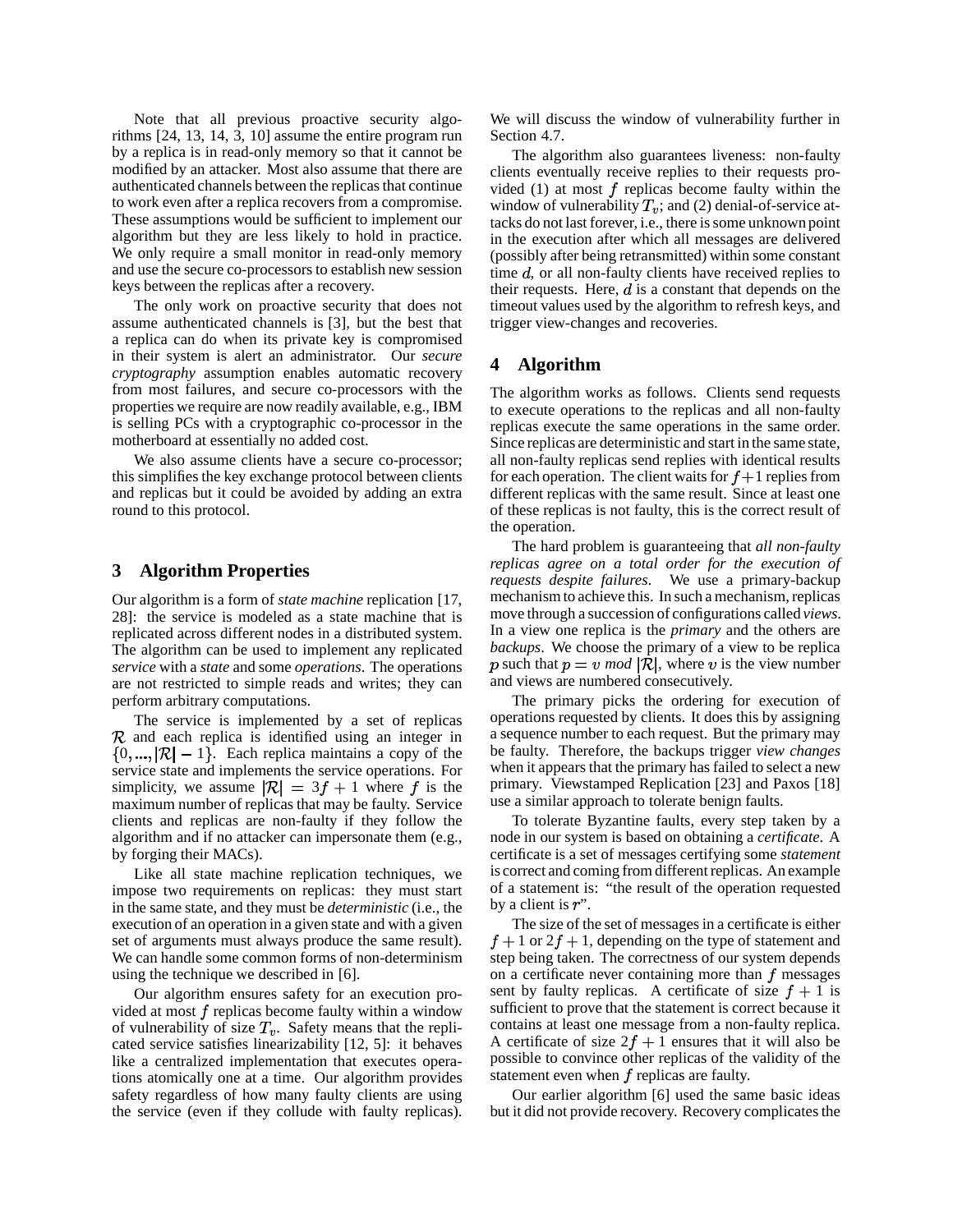Note that all previous proactive security algorithms [24, 13, 14, 3, 10] assume the entire program run by a replica is in read-only memory so that it cannot be modified by an attacker. Most also assume that there are authenticated channels between the replicas that continue to work even after a replica recovers from a compromise. These assumptions would be sufficient to implement our algorithm but they are less likely to hold in practice. We only require a small monitor in read-only memory and use the secure co-processors to establish new session keys between the replicas after a recovery.

The only work on proactive security that does not assume authenticated channels is [3], but the best that a replica can do when its private key is compromised in their system is alert an administrator. Our *secure cryptography* assumption enables automatic recovery from most failures, and secure co-processors with the properties we require are now readily available, e.g., IBM is selling PCs with a cryptographic co-processor in the motherboard at essentially no added cost.

We also assume clients have a secure co-processor; this simplifies the key exchange protocol between clients and replicas but it could be avoided by adding an extra round to this protocol.

## 3 Algorithm Properties

Our algorithm is a form of *state machine* replication [17, 28]: the service is modeled as a state machine that is replicated across different nodes in a distributed system. The algorithm can be used to implement any replicated *service* with a *state* and some *operations*. The operations are not restricted to simple reads and writes; they can perform arbitrary computations.

The service is implemented by a set of replicas $\mathcal{R}$ and each replica is identified using an integer in $\{0, ..., |\mathcal{R}| - 1\}$. Each replica maintains a copy of the service state and implements the service operations. For simplicity, we assume $|\mathcal{R}| = 3f + 1$ where $f$ is the maximum number of replicas that may be faulty. Service clients and replicas are non-faulty if they follow the algorithm and if no attacker can impersonate them (e.g., by forging their MACs).

Like all state machine replication techniques, we impose two requirements on replicas: they must start in the same state, and they must be *deterministic* (i.e., the execution of an operation in a given state and with a given set of arguments must always produce the same result). We can handle some common forms of non-determinism using the technique we described in [6].

Our algorithm ensures safety for an execution provided at most $f$ replicas become faulty within a window of vulnerability of size $T_v$. Safety means that the replicated service satisfies linearizability [12, 5]: it behaves like a centralized implementation that executes operations atomically one at a time. Our algorithm provides safety regardless of how many faulty clients are using the service (even if they collude with faulty replicas). We will discuss the window of vulnerability further in Section 4.7.

The algorithm also guarantees liveness: non-faulty clients eventually receive replies to their requests provided (1) at most $f$ replicas become faulty within the window of vulnerability $T_v$; and (2) denial-of-service attacks do not last forever, i.e., there is some unknown point in the execution after which all messages are delivered (possibly after being retransmitted) within some constant time $d$, or all non-faulty clients have received replies to their requests. Here, $d$ is a constant that depends on the timeout values used by the algorithm to refresh keys, and trigger view-changes and recoveries.

## 4 Algorithm

The algorithm works as follows. Clients send requests to execute operations to the replicas and all non-faulty replicas execute the same operations in the same order. Since replicas are deterministic and start in the same state, all non-faulty replicas send replies with identical results for each operation. The client waits for $f+1$ replies from different replicas with the same result. Since at least one of these replicas is not faulty, this is the correct result of the operation.

The hard problem is guaranteeing that *all non-faulty replicas agree on a total order for the execution of requests despite failures*. We use a primary-backup mechanism to achieve this. In such a mechanism, replicas move through a succession of configurations called *views*. In a view one replica is the *primary* and the others are *backups*. We choose the primary of a view to be replica $p$ such that $p = v \bmod |\mathcal{R}|$, where $v$ is the view number and views are numbered consecutively.

The primary picks the ordering for execution of operations requested by clients. It does this by assigning a sequence number to each request. But the primary may be faulty. Therefore, the backups trigger *view changes* when it appears that the primary has failed to select a new primary. Viewstamped Replication [23] and Paxos [18] use a similar approach to tolerate benign faults.

To tolerate Byzantine faults, every step taken by a node in our system is based on obtaining a *certificate*. A certificate is a set of messages certifying some *statement* is correct and coming from different replicas. An example of a statement is: "the result of the operation requested by a client is $r$".

The size of the set of messages in a certificate is either $f+1$ or $2f+1$, depending on the type of statement and step being taken. The correctness of our system depends on a certificate never containing more than $f$ messages sent by faulty replicas. A certificate of size $f+1$ is sufficient to prove that the statement is correct because it contains at least one message from a non-faulty replica. A certificate of size $2f+1$ ensures that it will also be possible to convince other replicas of the validity of the statement even when $f$ replicas are faulty.

Our earlier algorithm [6] used the same basic ideas but it did not provide recovery. Recovery complicates the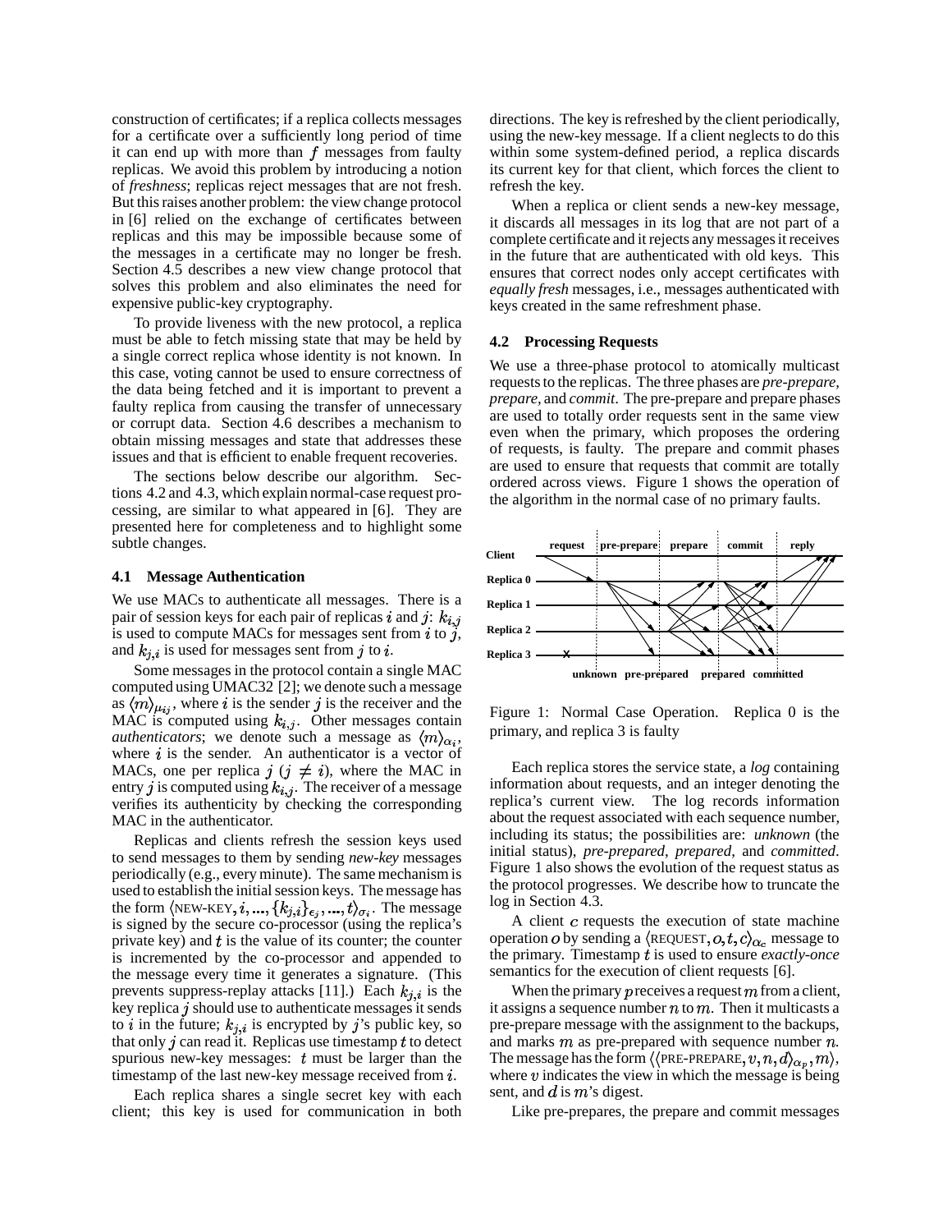construction of certificates; if a replica collects messages for a certificate over a sufficiently long period of time it can end up with more than $f$ messages from faulty replicas. We avoid this problem by introducing a notion of *freshness*; replicas reject messages that are not fresh. But this raises another problem: the view change protocol in [6] relied on the exchange of certificates between replicas and this may be impossible because some of the messages in a certificate may no longer be fresh. Section 4.5 describes a new view change protocol that solves this problem and also eliminates the need for expensive public-key cryptography.

To provide liveness with the new protocol, a replica must be able to fetch missing state that may be held by a single correct replica whose identity is not known. In this case, voting cannot be used to ensure correctness of the data being fetched and it is important to prevent a faulty replica from causing the transfer of unnecessary or corrupt data. Section 4.6 describes a mechanism to obtain missing messages and state that addresses these issues and that is efficient to enable frequent recoveries.

The sections below describe our algorithm. Sections 4.2 and 4.3, which explain normal-case request processing, are similar to what appeared in [6]. They are presented here for completeness and to highlight some subtle changes.

### 4.1 Message Authentication

We use MACs to authenticate all messages. There is a pair of session keys for each pair of replicas $i$ and $j$: $k_{i,j}$ is used to compute MACs for messages sent from $i$ to $j$, and $k_{j,i}$ is used for messages sent from $j$ to $i$.

Some messages in the protocol contain a single MAC computed using UMAC32 [2]; we denote such a message as $\langle m \rangle_{\mu_{ij}}$, where $i$ is the sender $j$ is the receiver and the MAC is computed using $k_{i,j}$. Other messages contain *authenticators*; we denote such a message as $\langle m \rangle_{\alpha_i}$, where $i$ is the sender. An authenticator is a vector of MACs, one per replica $j$ ($j \neq i$), where the MAC in entry $j$ is computed using $k_{i,j}$. The receiver of a message verifies its authenticity by checking the corresponding MAC in the authenticator.

Replicas and clients refresh the session keys used to send messages to them by sending *new-key* messages periodically (e.g., every minute). The same mechanism is used to establish the initial session keys. The message has the form $\langle \text{NEW-KEY}, i, ..., \{k_{j,i}\}_{\epsilon_j}, ..., t \rangle_{\sigma_i}$. The message is signed by the secure co-processor (using the replica's private key) and $t$ is the value of its counter; the counter is incremented by the co-processor and appended to the message every time it generates a signature. (This prevents suppress-replay attacks [11].) Each $k_{j,i}$ is the key replica $j$ should use to authenticate messages it sends to $i$ in the future; $k_{j,i}$ is encrypted by $j$'s public key, so that only $j$ can read it. Replicas use timestamp $t$ to detect spurious new-key messages: $t$ must be larger than the timestamp of the last new-key message received from $i$.

Each replica shares a single secret key with each client; this key is used for communication in both directions. The key is refreshed by the client periodically, using the new-key message. If a client neglects to do this within some system-defined period, a replica discards its current key for that client, which forces the client to refresh the key.

When a replica or client sends a new-key message, it discards all messages in its log that are not part of a complete certificate and it rejects any messages it receives in the future that are authenticated with old keys. This ensures that correct nodes only accept certificates with *equally fresh* messages, i.e., messages authenticated with keys created in the same refreshment phase.

### 4.2 Processing Requests

We use a three-phase protocol to atomically multicast requests to the replicas. The three phases are *pre-prepare*, *prepare*, and *commit*. The pre-prepare and prepare phases are used to totally order requests sent in the same view even when the primary, which proposes the ordering of requests, is faulty. The prepare and commit phases are used to ensure that requests that commit are totally ordered across views. Figure 1 shows the operation of the algorithm in the normal case of no primary faults.

Figure 1: Normal Case Operation. Replica 0 is the primary, and replica 3 is faulty

Each replica stores the service state, a *log* containing information about requests, and an integer denoting the replica's current view. The log records information about the request associated with each sequence number, including its status; the possibilities are: *unknown* (the initial status), *pre-prepared*, *prepared*, and *committed*. Figure 1 also shows the evolution of the request status as the protocol progresses. We describe how to truncate the log in Section 4.3.

A client $c$ requests the execution of state machine operation $o$ by sending a $\langle \text{REQUEST}, o, t, c \rangle_{\alpha_c}$ message to the primary. Timestamp $t$ is used to ensure *exactly-once* semantics for the execution of client requests [6].

When the primary $p$ receives a request $m$ from a client, it assigns a sequence number $n$ to $m$. Then it multicasts a pre-prepare message with the assignment to the backups, and marks $m$ as pre-prepared with sequence number $n$. The message has the form $\langle \langle \text{PRE-PREPARE}, v, n, d \rangle_{\alpha_p}, m \rangle$, where $v$ indicates the view in which the message is being sent, and $d$ is $m$'s digest.

Like pre-prepares, the prepare and commit messages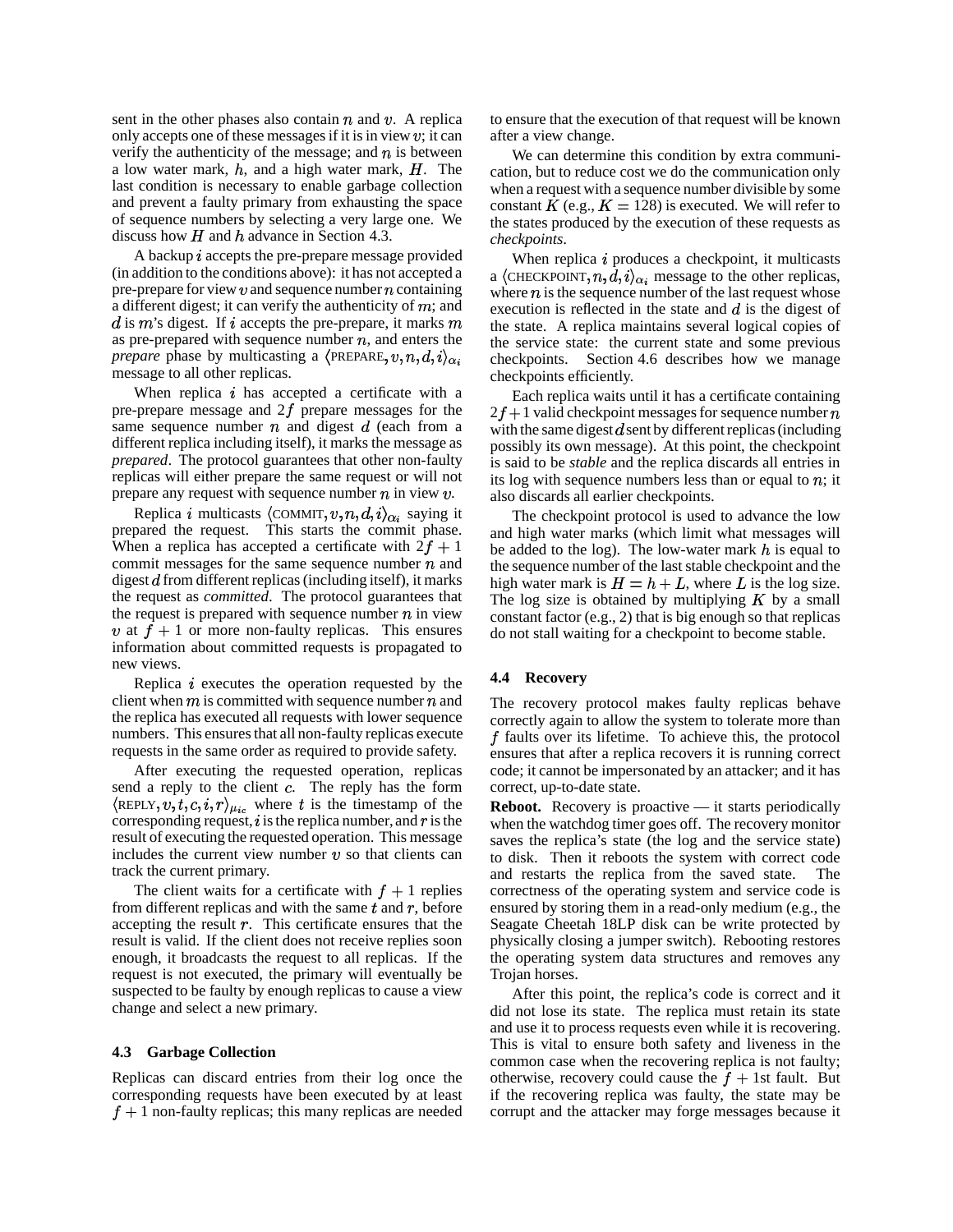sent in the other phases also contain $n$ and $v$. A replica only accepts one of these messages if it is in view $v$; it can verify the authenticity of the message; and $n$ is between a low water mark, $h$, and a high water mark, $H$. The last condition is necessary to enable garbage collection and prevent a faulty primary from exhausting the space of sequence numbers by selecting a very large one. We discuss how $H$ and $h$ advance in Section 4.3.

A backup $i$ accepts the pre-prepare message provided (in addition to the conditions above): it has not accepted a pre-prepare for view $v$ and sequence number $n$ containing a different digest; it can verify the authenticity of $m$; and $d$ is $m$'s digest. If $i$ accepts the pre-prepare, it marks $m$ as pre-prepared with sequence number $n$, and enters the *prepare* phase by multicasting a $\langle \text{PREPARE}, v, n, d, i \rangle_{\alpha_i}$ message to all other replicas.

When replica $i$ has accepted a certificate with a pre-prepare message and $2f$ prepare messages for the same sequence number $n$ and digest $d$ (each from a different replica including itself), it marks the message as *prepared*. The protocol guarantees that other non-faulty replicas will either prepare the same request or will not prepare any request with sequence number $n$ in view $v$.

Replica $i$ multicasts $\langle \text{COMMIT}, v, n, d, i \rangle_{\alpha_i}$ saying it prepared the request. This starts the commit phase. When a replica has accepted a certificate with $2f + 1$ commit messages for the same sequence number $n$ and digest $d$ from different replicas (including itself), it marks the request as *committed*. The protocol guarantees that the request is prepared with sequence number $n$ in view $v$ at $f + 1$ or more non-faulty replicas. This ensures information about committed requests is propagated to new views.

Replica $i$ executes the operation requested by the client when $m$ is committed with sequence number $n$ and the replica has executed all requests with lower sequence numbers. This ensures that all non-faulty replicas execute requests in the same order as required to provide safety.

After executing the requested operation, replicas send a reply to the client $c$. The reply has the form $\langle \text{REPLY}, v, t, c, i, r \rangle_{\mu_{ic}}$ where $t$ is the timestamp of the corresponding request, $i$ is the replica number, and $r$ is the result of executing the requested operation. This message includes the current view number $v$ so that clients can track the current primary.

The client waits for a certificate with $f + 1$ replies from different replicas and with the same $t$ and $r$, before accepting the result $r$. This certificate ensures that the result is valid. If the client does not receive replies soon enough, it broadcasts the request to all replicas. If the request is not executed, the primary will eventually be suspected to be faulty by enough replicas to cause a view change and select a new primary.

### 4.3 Garbage Collection

Replicas can discard entries from their log once the corresponding requests have been executed by at least $f + 1$ non-faulty replicas; this many replicas are needed to ensure that the execution of that request will be known after a view change.

We can determine this condition by extra communication, but to reduce cost we do the communication only when a request with a sequence number divisible by some constant $K$ (e.g., $K = 128$) is executed. We will refer to the states produced by the execution of these requests as *checkpoints*.

When replica $i$ produces a checkpoint, it multicasts a $\langle \text{CHECKPOINT}, n, d, i \rangle_{\alpha_i}$ message to the other replicas, where $n$ is the sequence number of the last request whose execution is reflected in the state and $d$ is the digest of the state. A replica maintains several logical copies of the service state: the current state and some previous checkpoints. Section 4.6 describes how we manage checkpoints efficiently.

Each replica waits until it has a certificate containing $2f+1$ valid checkpoint messages for sequence number $n$ with the same digest $d$ sent by different replicas (including possibly its own message). At this point, the checkpoint is said to be *stable* and the replica discards all entries in its log with sequence numbers less than or equal to $n$; it also discards all earlier checkpoints.

The checkpoint protocol is used to advance the low and high water marks (which limit what messages will be added to the log). The low-water mark $h$ is equal to the sequence number of the last stable checkpoint and the high water mark is $H = h + L$, where $L$ is the log size. The log size is obtained by multiplying $K$ by a small constant factor (e.g., 2) that is big enough so that replicas do not stall waiting for a checkpoint to become stable.

### 4.4 Recovery

The recovery protocol makes faulty replicas behave correctly again to allow the system to tolerate more than $f$ faults over its lifetime. To achieve this, the protocol ensures that after a replica recovers it is running correct code; it cannot be impersonated by an attacker; and it has correct, up-to-date state.

**Reboot.** Recovery is proactive — it starts periodically when the watchdog timer goes off. The recovery monitor saves the replica's state (the log and the service state) to disk. Then it reboots the system with correct code and restarts the replica from the saved state. The correctness of the operating system and service code is ensured by storing them in a read-only medium (e.g., the Seagate Cheetah 18LP disk can be write protected by physically closing a jumper switch). Rebooting restores the operating system data structures and removes any Trojan horses.

After this point, the replica's code is correct and it did not lose its state. The replica must retain its state and use it to process requests even while it is recovering. This is vital to ensure both safety and liveness in the common case when the recovering replica is not faulty; otherwise, recovery could cause the $f + 1$st fault. But if the recovering replica was faulty, the state may be corrupt and the attacker may forge messages because it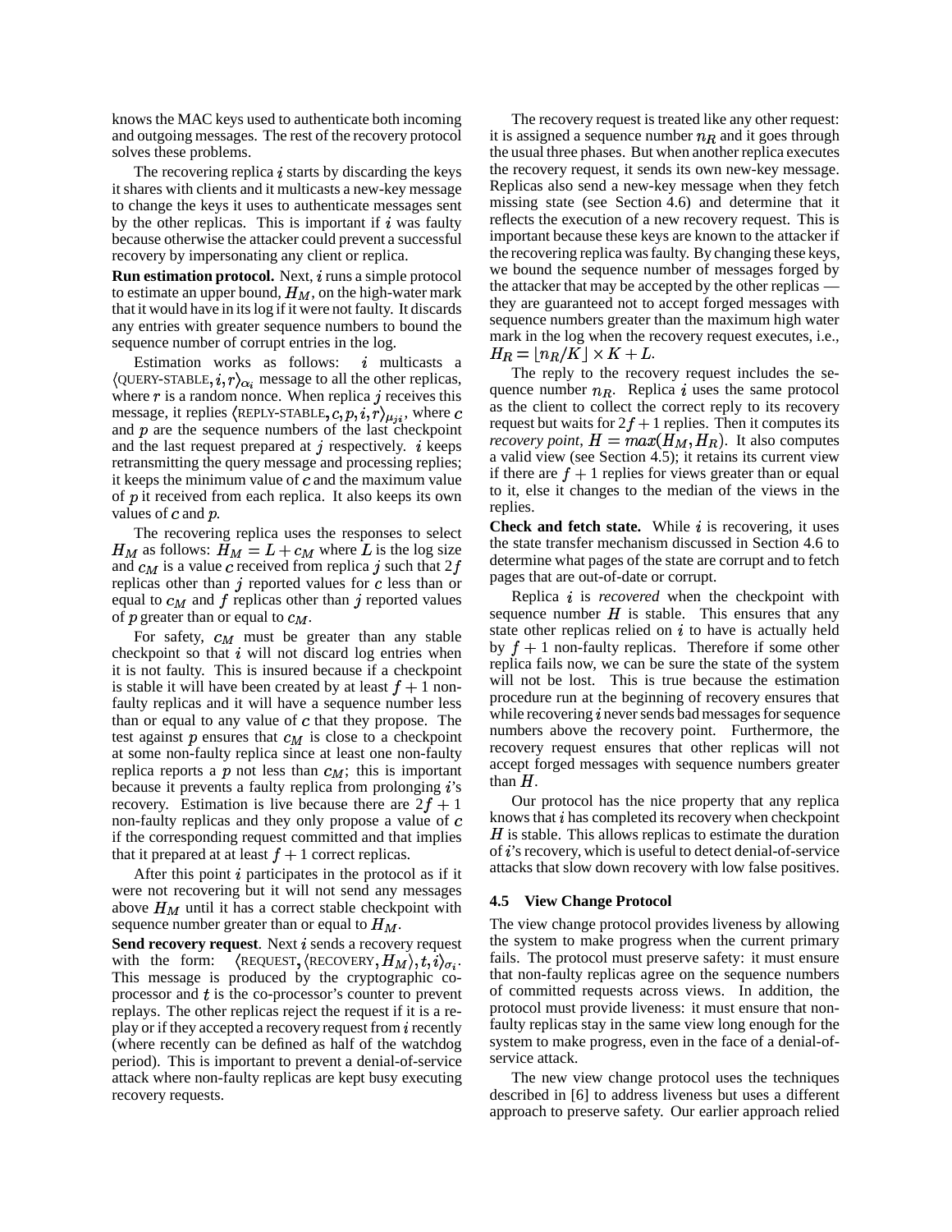knows the MAC keys used to authenticate both incoming and outgoing messages. The rest of the recovery protocol solves these problems.

The recovering replica $i$ starts by discarding the keys it shares with clients and it multicasts a new-key message to change the keys it uses to authenticate messages sent by the other replicas. This is important if $i$ was faulty because otherwise the attacker could prevent a successful recovery by impersonating any client or replica.

**Run estimation protocol.** Next, $i$ runs a simple protocol to estimate an upper bound, $H_M$, on the high-water mark that it would have in its log if it were not faulty. It discards any entries with greater sequence numbers to bound the sequence number of corrupt entries in the log.

Estimation works as follows: $i$ multicasts a $\langle \text{QUERY-STABLE}, i, r \rangle_{\alpha_i}$ message to all the other replicas, where $r$ is a random nonce. When replica $j$ receives this message, it replies $\langle \text{REPLY-STABLE}, c, p, i, r \rangle_{\mu_{ji}}$, where $c$ and $p$ are the sequence numbers of the last checkpoint and the last request prepared at $j$ respectively. $i$ keeps retransmitting the query message and processing replies; it keeps the minimum value of $c$ and the maximum value of $p$ it received from each replica. It also keeps its own values of $c$ and $p$.

The recovering replica uses the responses to select $H_M$ as follows: $H_M = L + c_M$ where $L$ is the log size and $c_M$ is a value $c$ received from replica $j$ such that $2f$ replicas other than $j$ reported values for $c$ less than or equal to $c_M$ and $f$ replicas other than $j$ reported values of $p$ greater than or equal to $c_M$.

For safety, $c_M$ must be greater than any stable checkpoint so that $i$ will not discard log entries when it is not faulty. This is insured because if a checkpoint is stable it will have been created by at least $f+1$ non-faulty replicas and it will have a sequence number less than or equal to any value of $c$ that they propose. The test against $p$ ensures that $c_M$ is close to a checkpoint at some non-faulty replica since at least one non-faulty replica reports a $p$ not less than $c_M$; this is important because it prevents a faulty replica from prolonging $i$'s recovery. Estimation is live because there are $2f+1$ non-faulty replicas and they only propose a value of $c$ if the corresponding request committed and that implies that it prepared at at least $f+1$ correct replicas.

After this point $i$ participates in the protocol as if it were not recovering but it will not send any messages above $H_M$ until it has a correct stable checkpoint with sequence number greater than or equal to $H_M$.

**Send recovery request**. Next $i$ sends a recovery request with the form: $\langle \text{REQUEST}, \langle \text{RECOVERY}, H_M \rangle, t, i \rangle_{\sigma_i}$. This message is produced by the cryptographic co-processor and $t$ is the co-processor's counter to prevent replays. The other replicas reject the request if it is a replay or if they accepted a recovery request from $i$ recently (where recently can be defined as half of the watchdog period). This is important to prevent a denial-of-service attack where non-faulty replicas are kept busy executing recovery requests.

The recovery request is treated like any other request: it is assigned a sequence number $n_R$ and it goes through the usual three phases. But when another replica executes the recovery request, it sends its own new-key message. Replicas also send a new-key message when they fetch missing state (see Section 4.6) and determine that it reflects the execution of a new recovery request. This is important because these keys are known to the attacker if the recovering replica was faulty. By changing these keys, we bound the sequence number of messages forged by the attacker that may be accepted by the other replicas — they are guaranteed not to accept forged messages with sequence numbers greater than the maximum high water mark in the log when the recovery request executes, i.e., $H_R = \lfloor n_R/K \rfloor \times K + L$.

The reply to the recovery request includes the sequence number $n_R$. Replica $i$ uses the same protocol as the client to collect the correct reply to its recovery request but waits for $2f+1$ replies. Then it computes its *recovery point*, $H = max(H_M, H_R)$. It also computes a valid view (see Section 4.5); it retains its current view if there are $f+1$ replies for views greater than or equal to it, else it changes to the median of the views in the replies.

**Check and fetch state.** While $i$ is recovering, it uses the state transfer mechanism discussed in Section 4.6 to determine what pages of the state are corrupt and to fetch pages that are out-of-date or corrupt.

Replica $i$ is *recovered* when the checkpoint with sequence number $H$ is stable. This ensures that any state other replicas relied on $i$ to have is actually held by $f+1$ non-faulty replicas. Therefore if some other replica fails now, we can be sure the state of the system will not be lost. This is true because the estimation procedure run at the beginning of recovery ensures that while recovering $i$ never sends bad messages for sequence numbers above the recovery point. Furthermore, the recovery request ensures that other replicas will not accept forged messages with sequence numbers greater than $H$.

Our protocol has the nice property that any replica knows that $i$ has completed its recovery when checkpoint $H$ is stable. This allows replicas to estimate the duration of $i$'s recovery, which is useful to detect denial-of-service attacks that slow down recovery with low false positives.

### 4.5 View Change Protocol

The view change protocol provides liveness by allowing the system to make progress when the current primary fails. The protocol must preserve safety: it must ensure that non-faulty replicas agree on the sequence numbers of committed requests across views. In addition, the protocol must provide liveness: it must ensure that non-faulty replicas stay in the same view long enough for the system to make progress, even in the face of a denial-of-service attack.

The new view change protocol uses the techniques described in [6] to address liveness but uses a different approach to preserve safety. Our earlier approach relied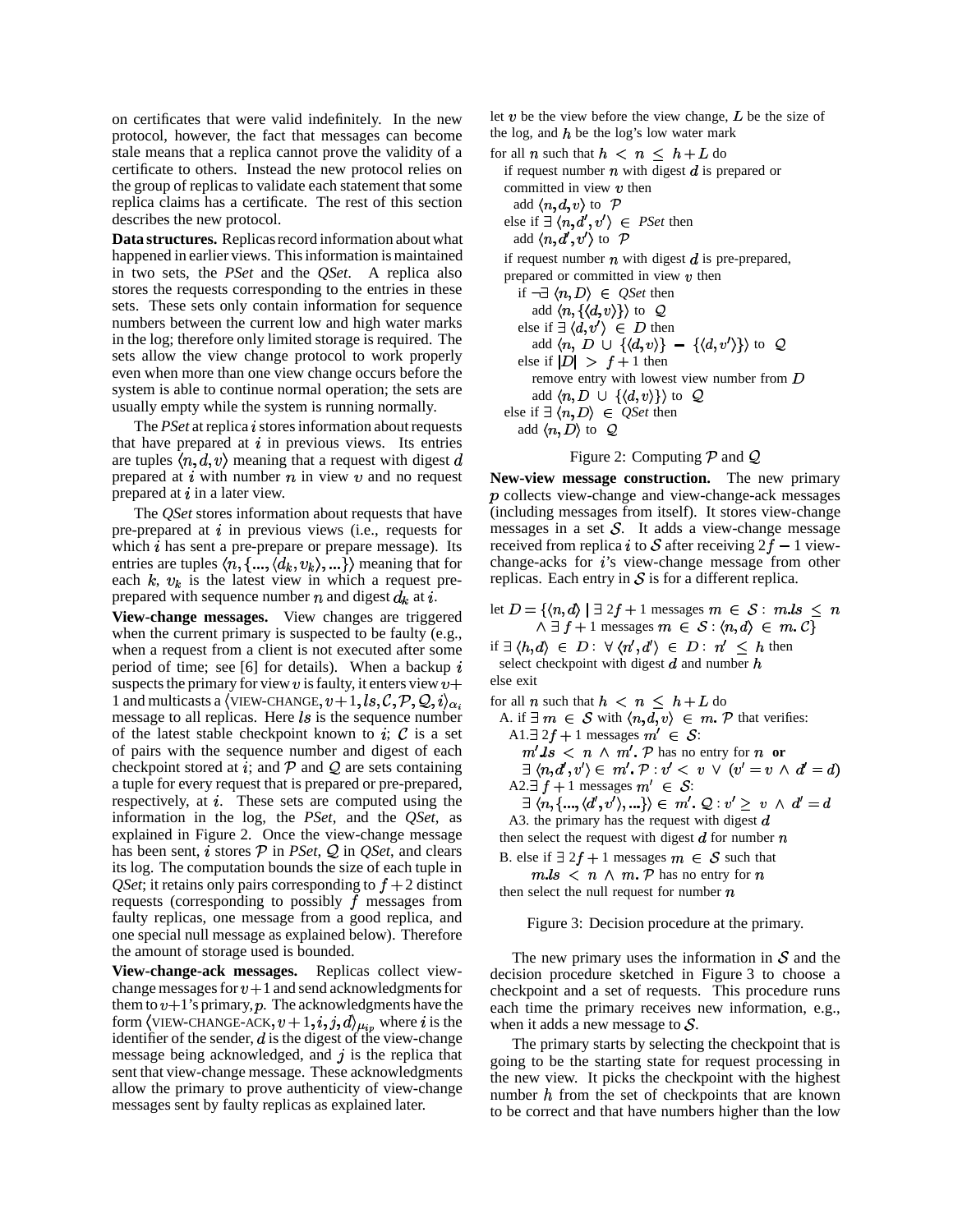on certificates that were valid indefinitely. In the new protocol, however, the fact that messages can become stale means that a replica cannot prove the validity of a certificate to others. Instead the new protocol relies on the group of replicas to validate each statement that some replica claims has a certificate. The rest of this section describes the new protocol.

**Data structures.** Replicas record information about what happened in earlier views. This information is maintained in two sets, the *PSet* and the *QSet*. A replica also stores the requests corresponding to the entries in these sets. These sets only contain information for sequence numbers between the current low and high water marks in the log; therefore only limited storage is required. The sets allow the view change protocol to work properly even when more than one view change occurs before the system is able to continue normal operation; the sets are usually empty while the system is running normally.

The *PSet* at replica $i$ stores information about requests that have prepared at $i$ in previous views. Its entries are tuples $\langle n, d, v \rangle$ meaning that a request with digest $d$ prepared at $i$ with number $n$ in view $v$ and no request prepared at $i$ in a later view.

The *QSet* stores information about requests that have pre-prepared at $i$ in previous views (i.e., requests for which $i$ has sent a pre-prepare or prepare message). Its entries are tuples $\langle n, \{..., \langle d_k, v_k \rangle, ...\} \rangle$ meaning that for each $k$, $v_k$ is the latest view in which a request pre-prepared with sequence number $n$ and digest $d_k$ at $i$.

**View-change messages.** View changes are triggered when the current primary is suspected to be faulty (e.g., when a request from a client is not executed after some period of time; see [6] for details). When a backup $i$ suspects the primary for view $v$ is faulty, it enters view $v+1$ and multicasts a $\langle \text{VIEW-CHANGE}, v+1, ls, \mathcal{C}, \mathcal{P}, \mathcal{Q}, i \rangle_{\alpha_i}$ message to all replicas. Here $ls$ is the sequence number of the latest stable checkpoint known to $i$; $\mathcal{C}$ is a set of pairs with the sequence number and digest of each checkpoint stored at $i$; and $\mathcal{P}$ and $\mathcal{Q}$ are sets containing a tuple for every request that is prepared or pre-prepared, respectively, at $i$. These sets are computed using the information in the log, the *PSet*, and the *QSet*, as explained in Figure 2. Once the view-change message has been sent, $i$ stores $\mathcal{P}$ in *PSet*, $\mathcal{Q}$ in *QSet*, and clears its log. The computation bounds the size of each tuple in *QSet*; it retains only pairs corresponding to $f+2$ distinct requests (corresponding to possibly $f$ messages from faulty replicas, one message from a good replica, and one special null message as explained below). Therefore the amount of storage used is bounded.

**View-change-ack messages.** Replicas collect view-change messages for $v+1$ and send acknowledgments for them to $v+1$'s primary, $p$. The acknowledgments have the form $\langle \text{VIEW-CHANGE-ACK}, v+1, i, j, d \rangle_{\mu_{ip}}$ where $i$ is the identifier of the sender, $d$ is the digest of the view-change message being acknowledged, and $j$ is the replica that sent that view-change message. These acknowledgments allow the primary to prove authenticity of view-change messages sent by faulty replicas as explained later.

let $v$ be the view before the view change, $L$ be the size of the log, and $h$ be the log's low water mark

for all $n$ such that $h < n \leq h+L$ do
  if request number $n$ with digest $d$ is prepared or committed in view $v$ then
    add $\langle n, d, v \rangle$ to $\mathcal{P}$
  else if $\exists \langle n, d', v' \rangle \in$ *PSet* then
    add $\langle n, d', v' \rangle$ to $\mathcal{P}$
  if request number $n$ with digest $d$ is pre-prepared, prepared or committed in view $v$ then
    if $\neg\exists \langle n, D \rangle \in$ *QSet* then
      add $\langle n, \{\langle d, v \rangle\} \rangle$ to $\mathcal{Q}$
    else if $\exists \langle d, v' \rangle \in D$ then
      add $\langle n, D \cup \{\langle d, v \rangle\} - \{\langle d, v' \rangle\} \rangle$ to $\mathcal{Q}$
    else if $|D| > f+1$ then
      remove entry with lowest view number from $D$
      add $\langle n, D \cup \{\langle d, v \rangle\} \rangle$ to $\mathcal{Q}$
  else if $\exists \langle n, D \rangle \in$ *QSet* then
    add $\langle n, D \rangle$ to $\mathcal{Q}$

Figure 2: Computing $\mathcal{P}$ and $\mathcal{Q}$

**New-view message construction.** The new primary $p$ collects view-change and view-change-ack messages (including messages from itself). It stores view-change messages in a set $\mathcal{S}$. It adds a view-change message received from replica $i$ to $\mathcal{S}$ after receiving $2f-1$ view-change-acks for $i$'s view-change message from other replicas. Each entry in $\mathcal{S}$ is for a different replica.

let $D = \{\langle n, d \rangle \mid \exists\, 2f+1$ messages $m \in \mathcal{S} : m.ls \leq n$
  $\wedge \exists\, f+1$ messages $m \in \mathcal{S} : \langle n, d \rangle \in m.\mathcal{C}\}$
if $\exists \langle h, d \rangle \in D : \forall \langle n', d' \rangle \in D : n' \leq h$ then
  select checkpoint with digest $d$ and number $h$
else exit

for all $n$ such that $h < n \leq h+L$ do
  A. if $\exists\, m \in \mathcal{S}$ with $\langle n, d, v \rangle \in m.\mathcal{P}$ that verifies:
    A1. $\exists\, 2f+1$ messages $m' \in \mathcal{S}$:
      $m'.ls < n \wedge m'.\mathcal{P}$ has no entry for $n$ **or**
      $\exists \langle n, d', v' \rangle \in m'.\mathcal{P} : v' < v \vee (v' = v \wedge d' = d)$
    A2. $\exists\, f+1$ messages $m' \in \mathcal{S}$:
      $\exists \langle n, \{..., \langle d', v' \rangle, ...\} \rangle \in m'.\mathcal{Q} : v' \geq v \wedge d' = d$
    A3. the primary has the request with digest $d$
  then select the request with digest $d$ for number $n$
  B. else if $\exists\, 2f+1$ messages $m \in \mathcal{S}$ such that
      $m.ls < n \wedge m.\mathcal{P}$ has no entry for $n$
  then select the null request for number $n$

Figure 3: Decision procedure at the primary.

The new primary uses the information in $\mathcal{S}$ and the decision procedure sketched in Figure 3 to choose a checkpoint and a set of requests. This procedure runs each time the primary receives new information, e.g., when it adds a new message to $\mathcal{S}$.

The primary starts by selecting the checkpoint that is going to be the starting state for request processing in the new view. It picks the checkpoint with the highest number $h$ from the set of checkpoints that are known to be correct and that have numbers higher than the low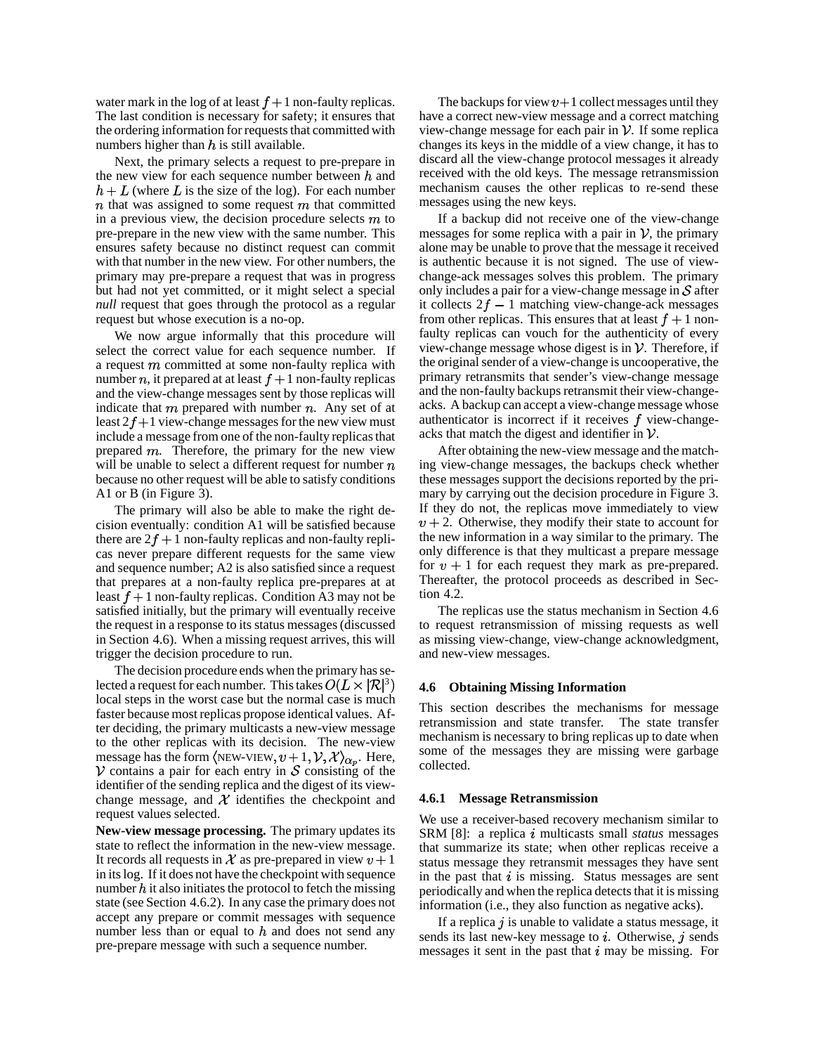water mark in the log of at least $f+1$ non-faulty replicas. The last condition is necessary for safety; it ensures that the ordering information for requests that committed with numbers higher than $h$ is still available.

Next, the primary selects a request to pre-prepare in the new view for each sequence number between $h$ and $h+L$ (where $L$ is the size of the log). For each number $n$ that was assigned to some request $m$ that committed in a previous view, the decision procedure selects $m$ to pre-prepare in the new view with the same number. This ensures safety because no distinct request can commit with that number in the new view. For other numbers, the primary may pre-prepare a request that was in progress but had not yet committed, or it might select a special *null* request that goes through the protocol as a regular request but whose execution is a no-op.

We now argue informally that this procedure will select the correct value for each sequence number. If a request $m$ committed at some non-faulty replica with number $n$, it prepared at at least $f+1$ non-faulty replicas and the view-change messages sent by those replicas will indicate that $m$ prepared with number $n$. Any set of at least $2f+1$ view-change messages for the new view must include a message from one of the non-faulty replicas that prepared $m$. Therefore, the primary for the new view will be unable to select a different request for number $n$ because no other request will be able to satisfy conditions A1 or B (in Figure 3).

The primary will also be able to make the right decision eventually: condition A1 will be satisfied because there are $2f+1$ non-faulty replicas and non-faulty replicas never prepare different requests for the same view and sequence number; A2 is also satisfied since a request that prepares at a non-faulty replica pre-prepares at at least $f+1$ non-faulty replicas. Condition A3 may not be satisfied initially, but the primary will eventually receive the request in a response to its status messages (discussed in Section 4.6). When a missing request arrives, this will trigger the decision procedure to run.

The decision procedure ends when the primary has selected a request for each number. This takes $O(L \times |\mathcal{R}|^3)$ local steps in the worst case but the normal case is much faster because most replicas propose identical values. After deciding, the primary multicasts a new-view message to the other replicas with its decision. The new-view message has the form $\langle \text{NEW-VIEW}, v+1, \mathcal{V}, \mathcal{X} \rangle_{\alpha_p}$. Here, $\mathcal{V}$ contains a pair for each entry in $\mathcal{S}$ consisting of the identifier of the sending replica and the digest of its view-change message, and $\mathcal{X}$ identifies the checkpoint and request values selected.

**New-view message processing.** The primary updates its state to reflect the information in the new-view message. It records all requests in $\mathcal{X}$ as pre-prepared in view $v+1$ in its log. If it does not have the checkpoint with sequence number $h$ it also initiates the protocol to fetch the missing state (see Section 4.6.2). In any case the primary does not accept any prepare or commit messages with sequence number less than or equal to $h$ and does not send any pre-prepare message with such a sequence number.

The backups for view $v+1$ collect messages until they have a correct new-view message and a correct matching view-change message for each pair in $\mathcal{V}$. If some replica changes its keys in the middle of a view change, it has to discard all the view-change protocol messages it already received with the old keys. The message retransmission mechanism causes the other replicas to re-send these messages using the new keys.

If a backup did not receive one of the view-change messages for some replica with a pair in $\mathcal{V}$, the primary alone may be unable to prove that the message it received is authentic because it is not signed. The use of view-change-ack messages solves this problem. The primary only includes a pair for a view-change message in $\mathcal{S}$ after it collects $2f-1$ matching view-change-ack messages from other replicas. This ensures that at least $f+1$ non-faulty replicas can vouch for the authenticity of every view-change message whose digest is in $\mathcal{V}$. Therefore, if the original sender of a view-change is uncooperative, the primary retransmits that sender's view-change message and the non-faulty backups retransmit their view-change-acks. A backup can accept a view-change message whose authenticator is incorrect if it receives $f$ view-change-acks that match the digest and identifier in $\mathcal{V}$.

After obtaining the new-view message and the matching view-change messages, the backups check whether these messages support the decisions reported by the primary by carrying out the decision procedure in Figure 3. If they do not, the replicas move immediately to view $v+2$. Otherwise, they modify their state to account for the new information in a way similar to the primary. The only difference is that they multicast a prepare message for $v+1$ for each request they mark as pre-prepared. Thereafter, the protocol proceeds as described in Section 4.2.

The replicas use the status mechanism in Section 4.6 to request retransmission of missing requests as well as missing view-change, view-change acknowledgment, and new-view messages.

### 4.6 Obtaining Missing Information

This section describes the mechanisms for message retransmission and state transfer. The state transfer mechanism is necessary to bring replicas up to date when some of the messages they are missing were garbage collected.

#### 4.6.1 Message Retransmission

We use a receiver-based recovery mechanism similar to SRM [8]: a replica $i$ multicasts small *status* messages that summarize its state; when other replicas receive a status message they retransmit messages they have sent in the past that $i$ is missing. Status messages are sent periodically and when the replica detects that it is missing information (i.e., they also function as negative acks).

If a replica $j$ is unable to validate a status message, it sends its last new-key message to $i$. Otherwise, $j$ sends messages it sent in the past that $i$ may be missing. For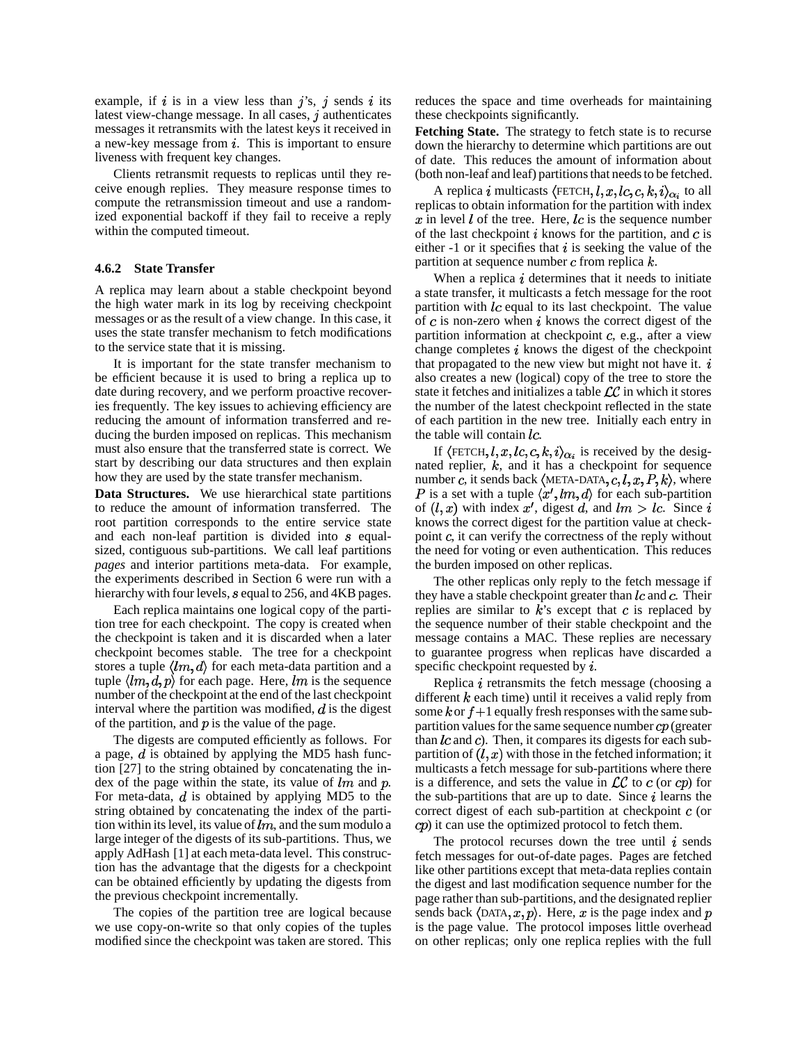example, if $i$ is in a view less than $j$'s, $j$ sends $i$ its latest view-change message. In all cases, $j$ authenticates messages it retransmits with the latest keys it received in a new-key message from $i$. This is important to ensure liveness with frequent key changes.

Clients retransmit requests to replicas until they receive enough replies. They measure response times to compute the retransmission timeout and use a randomized exponential backoff if they fail to receive a reply within the computed timeout.

#### 4.6.2 State Transfer

A replica may learn about a stable checkpoint beyond the high water mark in its log by receiving checkpoint messages or as the result of a view change. In this case, it uses the state transfer mechanism to fetch modifications to the service state that it is missing.

It is important for the state transfer mechanism to be efficient because it is used to bring a replica up to date during recovery, and we perform proactive recoveries frequently. The key issues to achieving efficiency are reducing the amount of information transferred and reducing the burden imposed on replicas. This mechanism must also ensure that the transferred state is correct. We start by describing our data structures and then explain how they are used by the state transfer mechanism.

**Data Structures.** We use hierarchical state partitions to reduce the amount of information transferred. The root partition corresponds to the entire service state and each non-leaf partition is divided into $s$ equal-sized, contiguous sub-partitions. We call leaf partitions *pages* and interior partitions meta-data. For example, the experiments described in Section 6 were run with a hierarchy with four levels, $s$ equal to 256, and 4KB pages.

Each replica maintains one logical copy of the partition tree for each checkpoint. The copy is created when the checkpoint is taken and it is discarded when a later checkpoint becomes stable. The tree for a checkpoint stores a tuple $\langle lm, d\rangle$ for each meta-data partition and a tuple $\langle lm, d, p\rangle$ for each page. Here, $lm$ is the sequence number of the checkpoint at the end of the last checkpoint interval where the partition was modified, $d$ is the digest of the partition, and $p$ is the value of the page.

The digests are computed efficiently as follows. For a page, $d$ is obtained by applying the MD5 hash function [27] to the string obtained by concatenating the index of the page within the state, its value of $lm$ and $p$. For meta-data, $d$ is obtained by applying MD5 to the string obtained by concatenating the index of the partition within its level, its value of $lm$, and the sum modulo a large integer of the digests of its sub-partitions. Thus, we apply AdHash [1] at each meta-data level. This construction has the advantage that the digests for a checkpoint can be obtained efficiently by updating the digests from the previous checkpoint incrementally.

The copies of the partition tree are logical because we use copy-on-write so that only copies of the tuples modified since the checkpoint was taken are stored. This reduces the space and time overheads for maintaining these checkpoints significantly.

**Fetching State.** The strategy to fetch state is to recurse down the hierarchy to determine which partitions are out of date. This reduces the amount of information about (both non-leaf and leaf) partitions that needs to be fetched.

A replica $i$ multicasts $\langle \text{FETCH}, l, x, lc, c, k, i\rangle_{\alpha_i}$ to all replicas to obtain information for the partition with index $x$ in level $l$ of the tree. Here, $lc$ is the sequence number of the last checkpoint $i$ knows for the partition, and $c$ is either -1 or it specifies that $i$ is seeking the value of the partition at sequence number $c$ from replica $k$.

When a replica $i$ determines that it needs to initiate a state transfer, it multicasts a fetch message for the root partition with $lc$ equal to its last checkpoint. The value of $c$ is non-zero when $i$ knows the correct digest of the partition information at checkpoint $c$, e.g., after a view change completes $i$ knows the digest of the checkpoint that propagated to the new view but might not have it. $i$ also creates a new (logical) copy of the tree to store the state it fetches and initializes a table $\mathcal{LC}$ in which it stores the number of the latest checkpoint reflected in the state of each partition in the new tree. Initially each entry in the table will contain $lc$.

If $\langle \text{FETCH}, l, x, lc, c, k, i\rangle_{\alpha_i}$ is received by the designated replier, $k$, and it has a checkpoint for sequence number $c$, it sends back $\langle \text{META-DATA}, c, l, x, P, k\rangle$, where $P$ is a set with a tuple $\langle x', lm, d\rangle$ for each sub-partition of $(l, x)$ with index $x'$, digest $d$, and $lm > lc$. Since $i$ knows the correct digest for the partition value at checkpoint $c$, it can verify the correctness of the reply without the need for voting or even authentication. This reduces the burden imposed on other replicas.

The other replicas only reply to the fetch message if they have a stable checkpoint greater than $lc$ and $c$. Their replies are similar to $k$'s except that $c$ is replaced by the sequence number of their stable checkpoint and the message contains a MAC. These replies are necessary to guarantee progress when replicas have discarded a specific checkpoint requested by $i$.

Replica $i$ retransmits the fetch message (choosing a different $k$ each time) until it receives a valid reply from some $k$ or $f+1$ equally fresh responses with the same sub-partition values for the same sequence number $cp$ (greater than $lc$ and $c$). Then, it compares its digests for each sub-partition of $(l, x)$ with those in the fetched information; it multicasts a fetch message for sub-partitions where there is a difference, and sets the value in $\mathcal{LC}$ to $c$ (or $cp$) for the sub-partitions that are up to date. Since $i$ learns the correct digest of each sub-partition at checkpoint $c$ (or $cp$) it can use the optimized protocol to fetch them.

The protocol recurses down the tree until $i$ sends fetch messages for out-of-date pages. Pages are fetched like other partitions except that meta-data replies contain the digest and last modification sequence number for the page rather than sub-partitions, and the designated replier sends back $\langle \text{DATA}, x, p\rangle$. Here, $x$ is the page index and $p$ is the page value. The protocol imposes little overhead on other replicas; only one replica replies with the full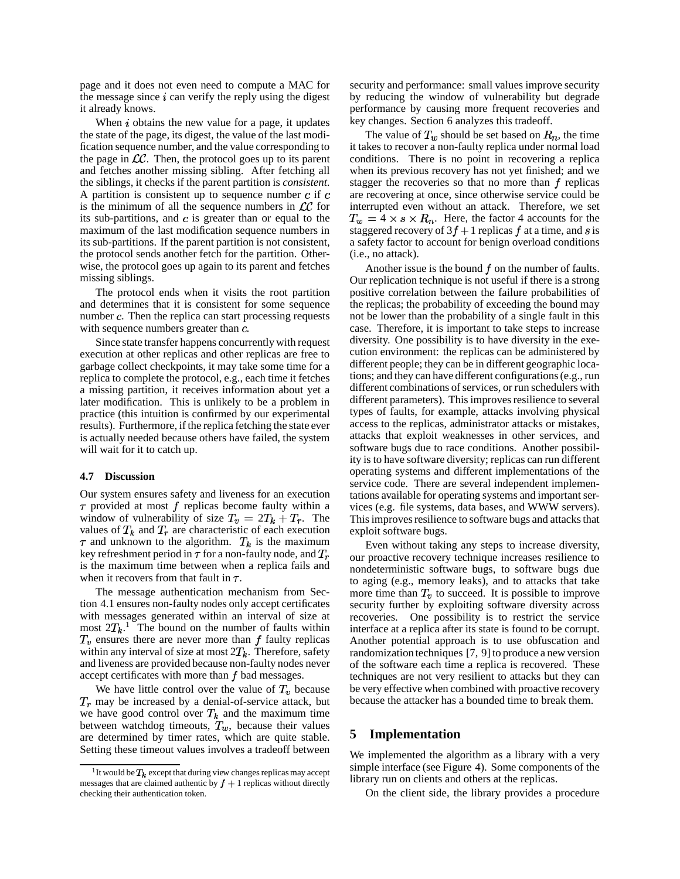page and it does not even need to compute a MAC for the message since $i$ can verify the reply using the digest it already knows.

When $i$ obtains the new value for a page, it updates the state of the page, its digest, the value of the last modification sequence number, and the value corresponding to the page in $\mathcal{LC}$. Then, the protocol goes up to its parent and fetches another missing sibling. After fetching all the siblings, it checks if the parent partition is *consistent*. A partition is consistent up to sequence number $c$ if $c$ is the minimum of all the sequence numbers in $\mathcal{LC}$ for its sub-partitions, and $c$ is greater than or equal to the maximum of the last modification sequence numbers in its sub-partitions. If the parent partition is not consistent, the protocol sends another fetch for the partition. Otherwise, the protocol goes up again to its parent and fetches missing siblings.

The protocol ends when it visits the root partition and determines that it is consistent for some sequence number $c$. Then the replica can start processing requests with sequence numbers greater than $c$.

Since state transfer happens concurrently with request execution at other replicas and other replicas are free to garbage collect checkpoints, it may take some time for a replica to complete the protocol, e.g., each time it fetches a missing partition, it receives information about yet a later modification. This is unlikely to be a problem in practice (this intuition is confirmed by our experimental results). Furthermore, if the replica fetching the state ever is actually needed because others have failed, the system will wait for it to catch up.

### 4.7 Discussion

Our system ensures safety and liveness for an execution $\tau$ provided at most $f$ replicas become faulty within a window of vulnerability of size $T_v = 2T_k + T_r$. The values of $T_k$ and $T_r$ are characteristic of each execution $\tau$ and unknown to the algorithm. $T_k$ is the maximum key refreshment period in $\tau$ for a non-faulty node, and $T_r$ is the maximum time between when a replica fails and when it recovers from that fault in $\tau$.

The message authentication mechanism from Section 4.1 ensures non-faulty nodes only accept certificates with messages generated within an interval of size at most $2T_k$.[1] The bound on the number of faults within $T_v$ ensures there are never more than $f$ faulty replicas within any interval of size at most $2T_k$. Therefore, safety and liveness are provided because non-faulty nodes never accept certificates with more than $f$ bad messages.

We have little control over the value of $T_v$ because $T_r$ may be increased by a denial-of-service attack, but we have good control over $T_k$ and the maximum time between watchdog timeouts, $T_w$, because their values are determined by timer rates, which are quite stable. Setting these timeout values involves a tradeoff between security and performance: small values improve security by reducing the window of vulnerability but degrade performance by causing more frequent recoveries and key changes. Section 6 analyzes this tradeoff.

The value of $T_w$ should be set based on $R_n$, the time it takes to recover a non-faulty replica under normal load conditions. There is no point in recovering a replica when its previous recovery has not yet finished; and we stagger the recoveries so that no more than $f$ replicas are recovering at once, since otherwise service could be interrupted even without an attack. Therefore, we set $T_w = 4 \times s \times R_n$. Here, the factor 4 accounts for the staggered recovery of $3f+1$ replicas $f$ at a time, and $s$ is a safety factor to account for benign overload conditions (i.e., no attack).

Another issue is the bound $f$ on the number of faults. Our replication technique is not useful if there is a strong positive correlation between the failure probabilities of the replicas; the probability of exceeding the bound may not be lower than the probability of a single fault in this case. Therefore, it is important to take steps to increase diversity. One possibility is to have diversity in the execution environment: the replicas can be administered by different people; they can be in different geographic locations; and they can have different configurations (e.g., run different combinations of services, or run schedulers with different parameters). This improves resilience to several types of faults, for example, attacks involving physical access to the replicas, administrator attacks or mistakes, attacks that exploit weaknesses in other services, and software bugs due to race conditions. Another possibility is to have software diversity; replicas can run different operating systems and different implementations of the service code. There are several independent implementations available for operating systems and important services (e.g. file systems, data bases, and WWW servers). This improves resilience to software bugs and attacks that exploit software bugs.

Even without taking any steps to increase diversity, our proactive recovery technique increases resilience to nondeterministic software bugs, to software bugs due to aging (e.g., memory leaks), and to attacks that take more time than $T_v$ to succeed. It is possible to improve security further by exploiting software diversity across recoveries. One possibility is to restrict the service interface at a replica after its state is found to be corrupt. Another potential approach is to use obfuscation and randomization techniques [7, 9] to produce a new version of the software each time a replica is recovered. These techniques are not very resilient to attacks but they can be very effective when combined with proactive recovery because the attacker has a bounded time to break them.

## 5 Implementation

We implemented the algorithm as a library with a very simple interface (see Figure 4). Some components of the library run on clients and others at the replicas.

On the client side, the library provides a procedure

[1] It would be $T_k$ except that during view changes replicas may accept messages that are claimed authentic by $f+1$ replicas without directly checking their authentication token.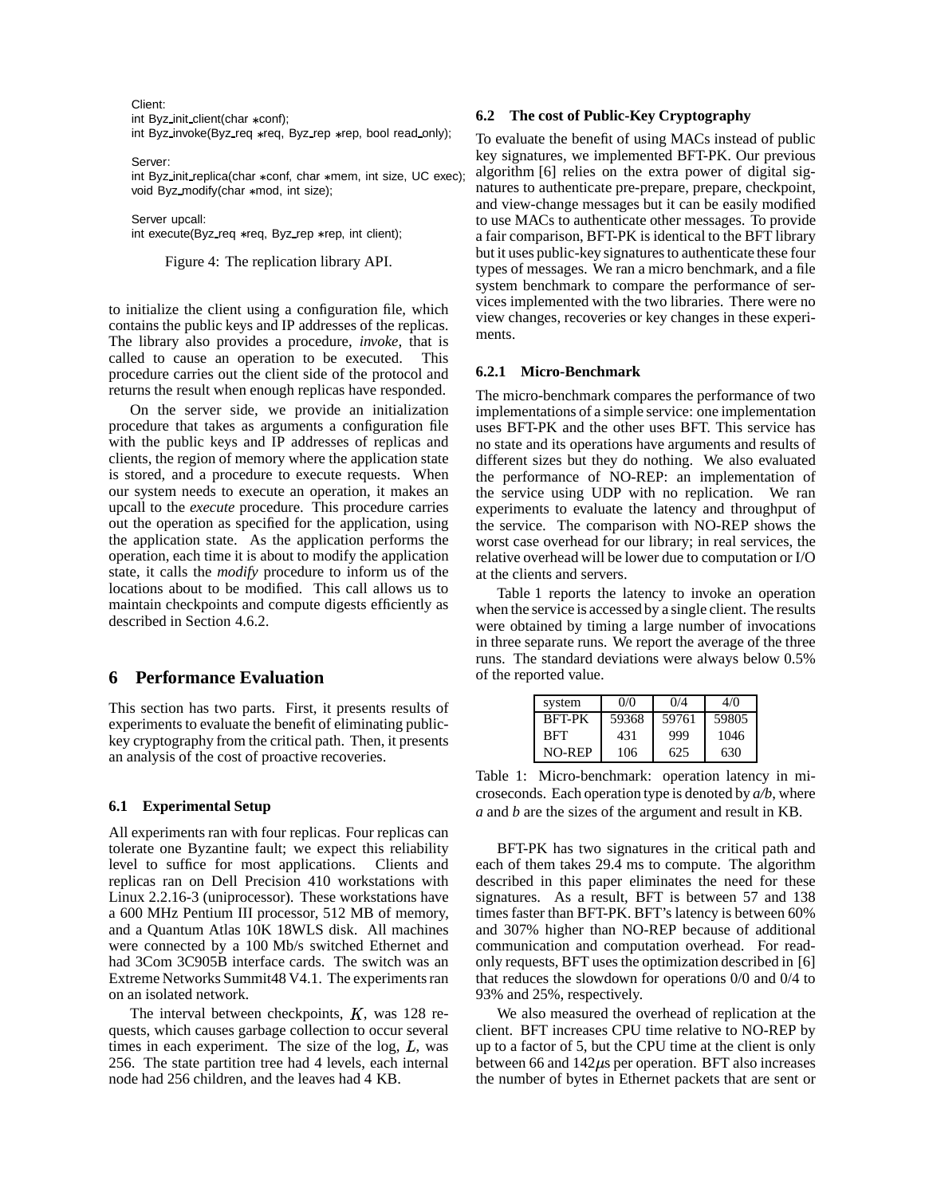```
Client:
int Byz_init_client(char *conf);
int Byz_invoke(Byz_req *req, Byz_rep *rep, bool read_only);

Server:
int Byz_init_replica(char *conf, char *mem, int size, UC exec);
void Byz_modify(char *mod, int size);

Server upcall:
int execute(Byz_req *req, Byz_rep *rep, int client);
```

Figure 4: The replication library API.

to initialize the client using a configuration file, which contains the public keys and IP addresses of the replicas. The library also provides a procedure, *invoke*, that is called to cause an operation to be executed. This procedure carries out the client side of the protocol and returns the result when enough replicas have responded.

On the server side, we provide an initialization procedure that takes as arguments a configuration file with the public keys and IP addresses of replicas and clients, the region of memory where the application state is stored, and a procedure to execute requests. When our system needs to execute an operation, it makes an upcall to the *execute* procedure. This procedure carries out the operation as specified for the application, using the application state. As the application performs the operation, each time it is about to modify the application state, it calls the *modify* procedure to inform us of the locations about to be modified. This call allows us to maintain checkpoints and compute digests efficiently as described in Section 4.6.2.

# 6 Performance Evaluation

This section has two parts. First, it presents results of experiments to evaluate the benefit of eliminating public-key cryptography from the critical path. Then, it presents an analysis of the cost of proactive recoveries.

## 6.1 Experimental Setup

All experiments ran with four replicas. Four replicas can tolerate one Byzantine fault; we expect this reliability level to suffice for most applications. Clients and replicas ran on Dell Precision 410 workstations with Linux 2.2.16-3 (uniprocessor). These workstations have a 600 MHz Pentium III processor, 512 MB of memory, and a Quantum Atlas 10K 18WLS disk. All machines were connected by a 100 Mb/s switched Ethernet and had 3Com 3C905B interface cards. The switch was an Extreme Networks Summit48 V4.1. The experiments ran on an isolated network.

The interval between checkpoints, $K$, was 128 requests, which causes garbage collection to occur several times in each experiment. The size of the log, $L$, was 256. The state partition tree had 4 levels, each internal node had 256 children, and the leaves had 4 KB.

## 6.2 The cost of Public-Key Cryptography

To evaluate the benefit of using MACs instead of public key signatures, we implemented BFT-PK. Our previous algorithm [6] relies on the extra power of digital signatures to authenticate pre-prepare, prepare, checkpoint, and view-change messages but it can be easily modified to use MACs to authenticate other messages. To provide a fair comparison, BFT-PK is identical to the BFT library but it uses public-key signatures to authenticate these four types of messages. We ran a micro benchmark, and a file system benchmark to compare the performance of services implemented with the two libraries. There were no view changes, recoveries or key changes in these experiments.

### 6.2.1 Micro-Benchmark

The micro-benchmark compares the performance of two implementations of a simple service: one implementation uses BFT-PK and the other uses BFT. This service has no state and its operations have arguments and results of different sizes but they do nothing. We also evaluated the performance of NO-REP: an implementation of the service using UDP with no replication. We ran experiments to evaluate the latency and throughput of the service. The comparison with NO-REP shows the worst case overhead for our library; in real services, the relative overhead will be lower due to computation or I/O at the clients and servers.

Table 1 reports the latency to invoke an operation when the service is accessed by a single client. The results were obtained by timing a large number of invocations in three separate runs. We report the average of the three runs. The standard deviations were always below 0.5% of the reported value.

| system | 0/0 | 0/4 | 4/0 |
| --- | --- | --- | --- |
| BFT-PK | 59368 | 59761 | 59805 |
| BFT | 431 | 999 | 1046 |
| NO-REP | 106 | 625 | 630 |

Table 1: Micro-benchmark: operation latency in microseconds. Each operation type is denoted by *a/b*, where *a* and *b* are the sizes of the argument and result in KB.

BFT-PK has two signatures in the critical path and each of them takes 29.4 ms to compute. The algorithm described in this paper eliminates the need for these signatures. As a result, BFT is between 57 and 138 times faster than BFT-PK. BFT's latency is between 60% and 307% higher than NO-REP because of additional communication and computation overhead. For read-only requests, BFT uses the optimization described in [6] that reduces the slowdown for operations 0/0 and 0/4 to 93% and 25%, respectively.

We also measured the overhead of replication at the client. BFT increases CPU time relative to NO-REP by up to a factor of 5, but the CPU time at the client is only between 66 and 142$\mu$s per operation. BFT also increases the number of bytes in Ethernet packets that are sent or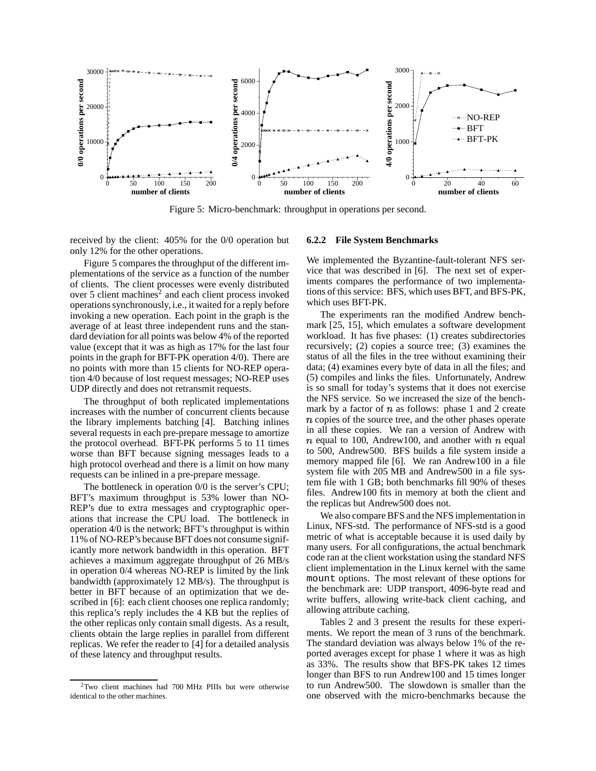Figure 5: Micro-benchmark: throughput in operations per second.

received by the client: 405% for the 0/0 operation but only 12% for the other operations.

Figure 5 compares the throughput of the different implementations of the service as a function of the number of clients. The client processes were evenly distributed over 5 client machines[2] and each client process invoked operations synchronously, i.e., it waited for a reply before invoking a new operation. Each point in the graph is the average of at least three independent runs and the standard deviation for all points was below 4% of the reported value (except that it was as high as 17% for the last four points in the graph for BFT-PK operation 4/0). There are no points with more than 15 clients for NO-REP operation 4/0 because of lost request messages; NO-REP uses UDP directly and does not retransmit requests.

The throughput of both replicated implementations increases with the number of concurrent clients because the library implements batching [4]. Batching inlines several requests in each pre-prepare message to amortize the protocol overhead. BFT-PK performs 5 to 11 times worse than BFT because signing messages leads to a high protocol overhead and there is a limit on how many requests can be inlined in a pre-prepare message.

The bottleneck in operation 0/0 is the server's CPU; BFT's maximum throughput is 53% lower than NO-REP's due to extra messages and cryptographic operations that increase the CPU load. The bottleneck in operation 4/0 is the network; BFT's throughput is within 11% of NO-REP's because BFT does not consume significantly more network bandwidth in this operation. BFT achieves a maximum aggregate throughput of 26 MB/s in operation 0/4 whereas NO-REP is limited by the link bandwidth (approximately 12 MB/s). The throughput is better in BFT because of an optimization that we described in [6]: each client chooses one replica randomly; this replica's reply includes the 4 KB but the replies of the other replicas only contain small digests. As a result, clients obtain the large replies in parallel from different replicas. We refer the reader to [4] for a detailed analysis of these latency and throughput results.

[2] Two client machines had 700 MHz PIIIs but were otherwise identical to the other machines.

#### 6.2.2 File System Benchmarks

We implemented the Byzantine-fault-tolerant NFS service that was described in [6]. The next set of experiments compares the performance of two implementations of this service: BFS, which uses BFT, and BFS-PK, which uses BFT-PK.

The experiments ran the modified Andrew benchmark [25, 15], which emulates a software development workload. It has five phases: (1) creates subdirectories recursively; (2) copies a source tree; (3) examines the status of all the files in the tree without examining their data; (4) examines every byte of data in all the files; and (5) compiles and links the files. Unfortunately, Andrew is so small for today's systems that it does not exercise the NFS service. So we increased the size of the benchmark by a factor of $n$ as follows: phase 1 and 2 create $n$ copies of the source tree, and the other phases operate in all these copies. We ran a version of Andrew with $n$ equal to 100, Andrew100, and another with $n$ equal to 500, Andrew500. BFS builds a file system inside a memory mapped file [6]. We ran Andrew100 in a file system file with 205 MB and Andrew500 in a file system file with 1 GB; both benchmarks fill 90% of theses files. Andrew100 fits in memory at both the client and the replicas but Andrew500 does not.

We also compare BFS and the NFS implementation in Linux, NFS-std. The performance of NFS-std is a good metric of what is acceptable because it is used daily by many users. For all configurations, the actual benchmark code ran at the client workstation using the standard NFS client implementation in the Linux kernel with the same `mount` options. The most relevant of these options for the benchmark are: UDP transport, 4096-byte read and write buffers, allowing write-back client caching, and allowing attribute caching.

Tables 2 and 3 present the results for these experiments. We report the mean of 3 runs of the benchmark. The standard deviation was always below 1% of the reported averages except for phase 1 where it was as high as 33%. The results show that BFS-PK takes 12 times longer than BFS to run Andrew100 and 15 times longer to run Andrew500. The slowdown is smaller than the one observed with the micro-benchmarks because the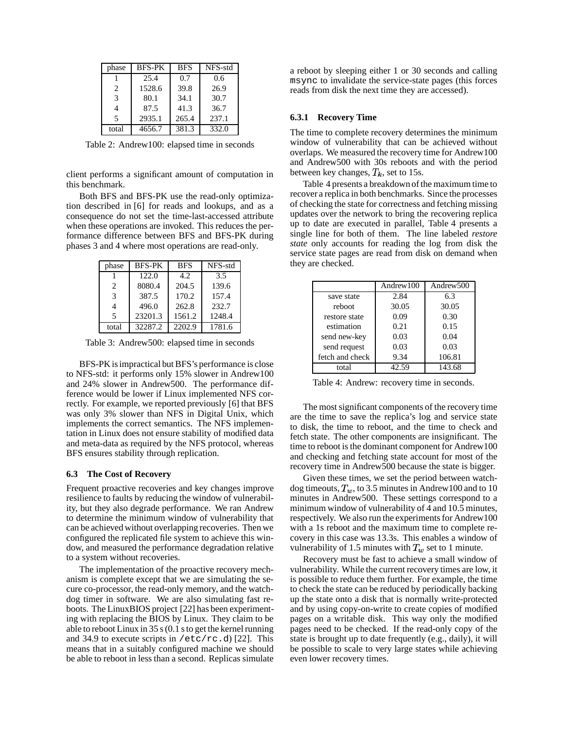| phase | BFS-PK | BFS | NFS-std |
|---|---|---|---|
| 1 | 25.4 | 0.7 | 0.6 |
| 2 | 1528.6 | 39.8 | 26.9 |
| 3 | 80.1 | 34.1 | 30.7 |
| 4 | 87.5 | 41.3 | 36.7 |
| 5 | 2935.1 | 265.4 | 237.1 |
| total | 4656.7 | 381.3 | 332.0 |

Table 2: Andrew100: elapsed time in seconds

client performs a significant amount of computation in this benchmark.

Both BFS and BFS-PK use the read-only optimization described in [6] for reads and lookups, and as a consequence do not set the time-last-accessed attribute when these operations are invoked. This reduces the performance difference between BFS and BFS-PK during phases 3 and 4 where most operations are read-only.

| phase | BFS-PK | BFS | NFS-std |
|---|---|---|---|
| 1 | 122.0 | 4.2 | 3.5 |
| 2 | 8080.4 | 204.5 | 139.6 |
| 3 | 387.5 | 170.2 | 157.4 |
| 4 | 496.0 | 262.8 | 232.7 |
| 5 | 23201.3 | 1561.2 | 1248.4 |
| total | 32287.2 | 2202.9 | 1781.6 |

Table 3: Andrew500: elapsed time in seconds

BFS-PK is impractical but BFS's performance is close to NFS-std: it performs only 15% slower in Andrew100 and 24% slower in Andrew500. The performance difference would be lower if Linux implemented NFS correctly. For example, we reported previously [6] that BFS was only 3% slower than NFS in Digital Unix, which implements the correct semantics. The NFS implementation in Linux does not ensure stability of modified data and meta-data as required by the NFS protocol, whereas BFS ensures stability through replication.

### 6.3 The Cost of Recovery

Frequent proactive recoveries and key changes improve resilience to faults by reducing the window of vulnerability, but they also degrade performance. We ran Andrew to determine the minimum window of vulnerability that can be achieved without overlapping recoveries. Then we configured the replicated file system to achieve this window, and measured the performance degradation relative to a system without recoveries.

The implementation of the proactive recovery mechanism is complete except that we are simulating the secure co-processor, the read-only memory, and the watchdog timer in software. We are also simulating fast reboots. The LinuxBIOS project [22] has been experimenting with replacing the BIOS by Linux. They claim to be able to reboot Linux in 35 s (0.1 s to get the kernel running and 34.9 to execute scripts in `/etc/rc.d`) [22]. This means that in a suitably configured machine we should be able to reboot in less than a second. Replicas simulate a reboot by sleeping either 1 or 30 seconds and calling `msync` to invalidate the service-state pages (this forces reads from disk the next time they are accessed).

#### 6.3.1 Recovery Time

The time to complete recovery determines the minimum window of vulnerability that can be achieved without overlaps. We measured the recovery time for Andrew100 and Andrew500 with 30s reboots and with the period between key changes, $T_k$, set to 15s.

Table 4 presents a breakdown of the maximum time to recover a replica in both benchmarks. Since the processes of checking the state for correctness and fetching missing updates over the network to bring the recovering replica up to date are executed in parallel, Table 4 presents a single line for both of them. The line labeled *restore state* only accounts for reading the log from disk the service state pages are read from disk on demand when they are checked.

| | Andrew100 | Andrew500 |
|---|---|---|
| save state | 2.84 | 6.3 |
| reboot | 30.05 | 30.05 |
| restore state | 0.09 | 0.30 |
| estimation | 0.21 | 0.15 |
| send new-key | 0.03 | 0.04 |
| send request | 0.03 | 0.03 |
| fetch and check | 9.34 | 106.81 |
| total | 42.59 | 143.68 |

Table 4: Andrew: recovery time in seconds.

The most significant components of the recovery time are the time to save the replica's log and service state to disk, the time to reboot, and the time to check and fetch state. The other components are insignificant. The time to reboot is the dominant component for Andrew100 and checking and fetching state account for most of the recovery time in Andrew500 because the state is bigger.

Given these times, we set the period between watchdog timeouts, $T_w$, to 3.5 minutes in Andrew100 and to 10 minutes in Andrew500. These settings correspond to a minimum window of vulnerability of 4 and 10.5 minutes, respectively. We also run the experiments for Andrew100 with a 1s reboot and the maximum time to complete recovery in this case was 13.3s. This enables a window of vulnerability of 1.5 minutes with $T_w$ set to 1 minute.

Recovery must be fast to achieve a small window of vulnerability. While the current recovery times are low, it is possible to reduce them further. For example, the time to check the state can be reduced by periodically backing up the state onto a disk that is normally write-protected and by using copy-on-write to create copies of modified pages on a writable disk. This way only the modified pages need to be checked. If the read-only copy of the state is brought up to date frequently (e.g., daily), it will be possible to scale to very large states while achieving even lower recovery times.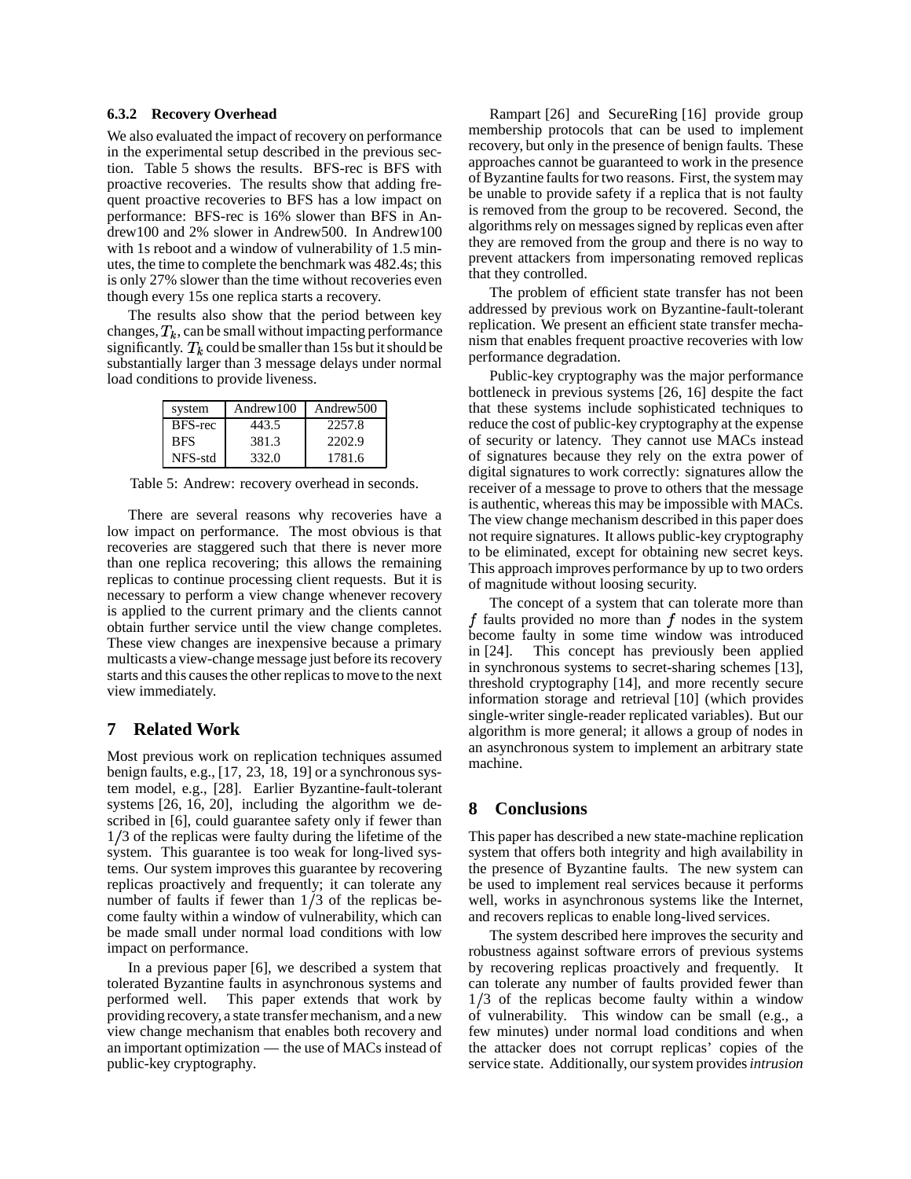### 6.3.2 Recovery Overhead

We also evaluated the impact of recovery on performance in the experimental setup described in the previous section. Table 5 shows the results. BFS-rec is BFS with proactive recoveries. The results show that adding frequent proactive recoveries to BFS has a low impact on performance: BFS-rec is 16% slower than BFS in Andrew100 and 2% slower in Andrew500. In Andrew100 with 1s reboot and a window of vulnerability of 1.5 minutes, the time to complete the benchmark was 482.4s; this is only 27% slower than the time without recoveries even though every 15s one replica starts a recovery.

The results also show that the period between key changes, $T_k$, can be small without impacting performance significantly. $T_k$ could be smaller than 15s but it should be substantially larger than 3 message delays under normal load conditions to provide liveness.

| system | Andrew100 | Andrew500 |
| --- | --- | --- |
| BFS-rec | 443.5 | 2257.8 |
| BFS | 381.3 | 2202.9 |
| NFS-std | 332.0 | 1781.6 |

Table 5: Andrew: recovery overhead in seconds.

There are several reasons why recoveries have a low impact on performance. The most obvious is that recoveries are staggered such that there is never more than one replica recovering; this allows the remaining replicas to continue processing client requests. But it is necessary to perform a view change whenever recovery is applied to the current primary and the clients cannot obtain further service until the view change completes. These view changes are inexpensive because a primary multicasts a view-change message just before its recovery starts and this causes the other replicas to move to the next view immediately.

## 7 Related Work

Most previous work on replication techniques assumed benign faults, e.g., [17, 23, 18, 19] or a synchronous system model, e.g., [28]. Earlier Byzantine-fault-tolerant systems [26, 16, 20], including the algorithm we described in [6], could guarantee safety only if fewer than $1/3$ of the replicas were faulty during the lifetime of the system. This guarantee is too weak for long-lived systems. Our system improves this guarantee by recovering replicas proactively and frequently; it can tolerate any number of faults if fewer than $1/3$ of the replicas become faulty within a window of vulnerability, which can be made small under normal load conditions with low impact on performance.

In a previous paper [6], we described a system that tolerated Byzantine faults in asynchronous systems and performed well. This paper extends that work by providing recovery, a state transfer mechanism, and a new view change mechanism that enables both recovery and an important optimization — the use of MACs instead of public-key cryptography.

Rampart [26] and SecureRing [16] provide group membership protocols that can be used to implement recovery, but only in the presence of benign faults. These approaches cannot be guaranteed to work in the presence of Byzantine faults for two reasons. First, the system may be unable to provide safety if a replica that is not faulty is removed from the group to be recovered. Second, the algorithms rely on messages signed by replicas even after they are removed from the group and there is no way to prevent attackers from impersonating removed replicas that they controlled.

The problem of efficient state transfer has not been addressed by previous work on Byzantine-fault-tolerant replication. We present an efficient state transfer mechanism that enables frequent proactive recoveries with low performance degradation.

Public-key cryptography was the major performance bottleneck in previous systems [26, 16] despite the fact that these systems include sophisticated techniques to reduce the cost of public-key cryptography at the expense of security or latency. They cannot use MACs instead of signatures because they rely on the extra power of digital signatures to work correctly: signatures allow the receiver of a message to prove to others that the message is authentic, whereas this may be impossible with MACs. The view change mechanism described in this paper does not require signatures. It allows public-key cryptography to be eliminated, except for obtaining new secret keys. This approach improves performance by up to two orders of magnitude without loosing security.

The concept of a system that can tolerate more than $f$ faults provided no more than $f$ nodes in the system become faulty in some time window was introduced in [24]. This concept has previously been applied in synchronous systems to secret-sharing schemes [13], threshold cryptography [14], and more recently secure information storage and retrieval [10] (which provides single-writer single-reader replicated variables). But our algorithm is more general; it allows a group of nodes in an asynchronous system to implement an arbitrary state machine.

## 8 Conclusions

This paper has described a new state-machine replication system that offers both integrity and high availability in the presence of Byzantine faults. The new system can be used to implement real services because it performs well, works in asynchronous systems like the Internet, and recovers replicas to enable long-lived services.

The system described here improves the security and robustness against software errors of previous systems by recovering replicas proactively and frequently. It can tolerate any number of faults provided fewer than $1/3$ of the replicas become faulty within a window of vulnerability. This window can be small (e.g., a few minutes) under normal load conditions and when the attacker does not corrupt replicas' copies of the service state. Additionally, our system provides *intrusion*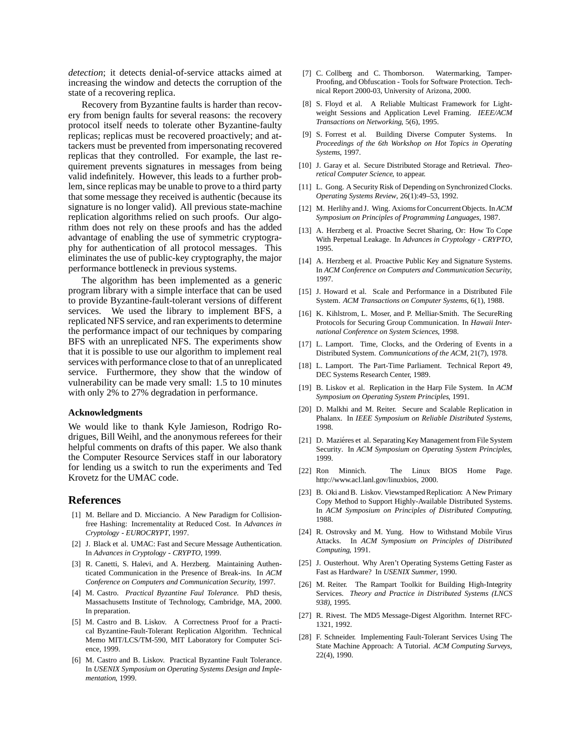*detection*; it detects denial-of-service attacks aimed at increasing the window and detects the corruption of the state of a recovering replica.

Recovery from Byzantine faults is harder than recovery from benign faults for several reasons: the recovery protocol itself needs to tolerate other Byzantine-faulty replicas; replicas must be recovered proactively; and attackers must be prevented from impersonating recovered replicas that they controlled. For example, the last requirement prevents signatures in messages from being valid indefinitely. However, this leads to a further problem, since replicas may be unable to prove to a third party that some message they received is authentic (because its signature is no longer valid). All previous state-machine replication algorithms relied on such proofs. Our algorithm does not rely on these proofs and has the added advantage of enabling the use of symmetric cryptography for authentication of all protocol messages. This eliminates the use of public-key cryptography, the major performance bottleneck in previous systems.

The algorithm has been implemented as a generic program library with a simple interface that can be used to provide Byzantine-fault-tolerant versions of different services. We used the library to implement BFS, a replicated NFS service, and ran experiments to determine the performance impact of our techniques by comparing BFS with an unreplicated NFS. The experiments show that it is possible to use our algorithm to implement real services with performance close to that of an unreplicated service. Furthermore, they show that the window of vulnerability can be made very small: 1.5 to 10 minutes with only 2% to 27% degradation in performance.

#### Acknowledgments

We would like to thank Kyle Jamieson, Rodrigo Rodrigues, Bill Weihl, and the anonymous referees for their helpful comments on drafts of this paper. We also thank the Computer Resource Services staff in our laboratory for lending us a switch to run the experiments and Ted Krovetz for the UMAC code.

## References

[1] M. Bellare and D. Micciancio. A New Paradigm for Collision-free Hashing: Incrementality at Reduced Cost. In *Advances in Cryptology - EUROCRYPT*, 1997.

[2] J. Black et al. UMAC: Fast and Secure Message Authentication. In *Advances in Cryptology - CRYPTO*, 1999.

[3] R. Canetti, S. Halevi, and A. Herzberg. Maintaining Authenticated Communication in the Presence of Break-ins. In *ACM Conference on Computers and Communication Security*, 1997.

[4] M. Castro. *Practical Byzantine Faul Tolerance.* PhD thesis, Massachusetts Institute of Technology, Cambridge, MA, 2000. In preparation.

[5] M. Castro and B. Liskov. A Correctness Proof for a Practical Byzantine-Fault-Tolerant Replication Algorithm. Technical Memo MIT/LCS/TM-590, MIT Laboratory for Computer Science, 1999.

[6] M. Castro and B. Liskov. Practical Byzantine Fault Tolerance. In *USENIX Symposium on Operating Systems Design and Implementation*, 1999.

[7] C. Collberg and C. Thomborson. Watermarking, Tamper-Proofing, and Obfuscation - Tools for Software Protection. Technical Report 2000-03, University of Arizona, 2000.

[8] S. Floyd et al. A Reliable Multicast Framework for Lightweight Sessions and Application Level Framing. *IEEE/ACM Transactions on Networking*, 5(6), 1995.

[9] S. Forrest et al. Building Diverse Computer Systems. In *Proceedings of the 6th Workshop on Hot Topics in Operating Systems*, 1997.

[10] J. Garay et al. Secure Distributed Storage and Retrieval. *Theoretical Computer Science*, to appear.

[11] L. Gong. A Security Risk of Depending on Synchronized Clocks. *Operating Systems Review*, 26(1):49–53, 1992.

[12] M. Herlihy and J. Wing. Axioms for Concurrent Objects. In *ACM Symposium on Principles of Programming Languages*, 1987.

[13] A. Herzberg et al. Proactive Secret Sharing, Or: How To Cope With Perpetual Leakage. In *Advances in Cryptology - CRYPTO*, 1995.

[14] A. Herzberg et al. Proactive Public Key and Signature Systems. In *ACM Conference on Computers and Communication Security*, 1997.

[15] J. Howard et al. Scale and Performance in a Distributed File System. *ACM Transactions on Computer Systems*, 6(1), 1988.

[16] K. Kihlstrom, L. Moser, and P. Melliar-Smith. The SecureRing Protocols for Securing Group Communication. In *Hawaii International Conference on System Sciences*, 1998.

[17] L. Lamport. Time, Clocks, and the Ordering of Events in a Distributed System. *Communications of the ACM*, 21(7), 1978.

[18] L. Lamport. The Part-Time Parliament. Technical Report 49, DEC Systems Research Center, 1989.

[19] B. Liskov et al. Replication in the Harp File System. In *ACM Symposium on Operating System Principles*, 1991.

[20] D. Malkhi and M. Reiter. Secure and Scalable Replication in Phalanx. In *IEEE Symposium on Reliable Distributed Systems*, 1998.

[21] D. Maziéres et al. Separating Key Management from File System Security. In *ACM Symposium on Operating System Principles*, 1999.

[22] Ron Minnich. The Linux BIOS Home Page. http://www.acl.lanl.gov/linuxbios, 2000.

[23] B. Oki and B. Liskov. Viewstamped Replication: A New Primary Copy Method to Support Highly-Available Distributed Systems. In *ACM Symposium on Principles of Distributed Computing*, 1988.

[24] R. Ostrovsky and M. Yung. How to Withstand Mobile Virus Attacks. In *ACM Symposium on Principles of Distributed Computing*, 1991.

[25] J. Ousterhout. Why Aren't Operating Systems Getting Faster as Fast as Hardware? In *USENIX Summer*, 1990.

[26] M. Reiter. The Rampart Toolkit for Building High-Integrity Services. *Theory and Practice in Distributed Systems (LNCS 938)*, 1995.

[27] R. Rivest. The MD5 Message-Digest Algorithm. Internet RFC-1321, 1992.

[28] F. Schneider. Implementing Fault-Tolerant Services Using The State Machine Approach: A Tutorial. *ACM Computing Surveys*, 22(4), 1990.